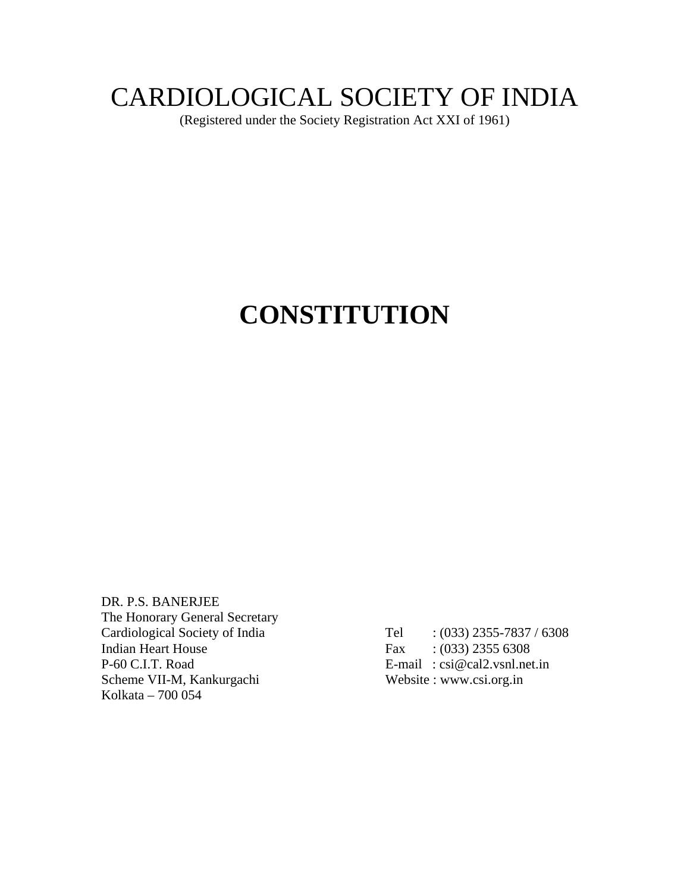# CARDIOLOGICAL SOCIETY OF INDIA

(Registered under the Society Registration Act XXI of 1961)

# CONSTITUTION

DR. P.S. BANERJEE
The Honorary General Secretary
Cardiological Society of India
Indian Heart House
P-60 C.I.T. Road
Scheme VII-M, Kankurgachi
Kolkata – 700 054

Tel : (033) 2355-7837 / 6308
Fax : (033) 2355 6308
E-mail : csi@cal2.vsnl.net.in
Website : www.csi.org.in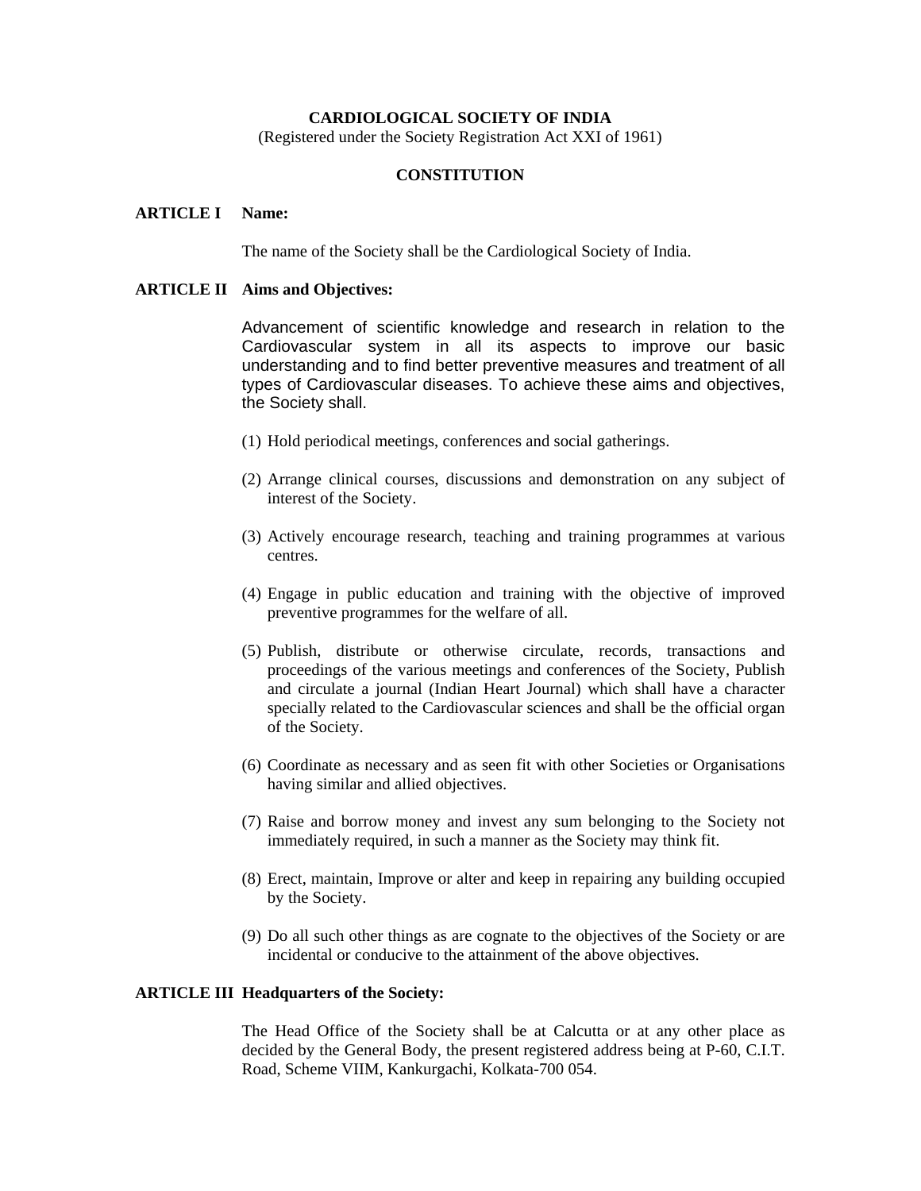**CARDIOLOGICAL SOCIETY OF INDIA**
(Registered under the Society Registration Act XXI of 1961)

**CONSTITUTION**

**ARTICLE I Name:**

The name of the Society shall be the Cardiological Society of India.

**ARTICLE II Aims and Objectives:**

Advancement of scientific knowledge and research in relation to the Cardiovascular system in all its aspects to improve our basic understanding and to find better preventive measures and treatment of all types of Cardiovascular diseases. To achieve these aims and objectives, the Society shall.

(1) Hold periodical meetings, conferences and social gatherings.

(2) Arrange clinical courses, discussions and demonstration on any subject of interest of the Society.

(3) Actively encourage research, teaching and training programmes at various centres.

(4) Engage in public education and training with the objective of improved preventive programmes for the welfare of all.

(5) Publish, distribute or otherwise circulate, records, transactions and proceedings of the various meetings and conferences of the Society, Publish and circulate a journal (Indian Heart Journal) which shall have a character specially related to the Cardiovascular sciences and shall be the official organ of the Society.

(6) Coordinate as necessary and as seen fit with other Societies or Organisations having similar and allied objectives.

(7) Raise and borrow money and invest any sum belonging to the Society not immediately required, in such a manner as the Society may think fit.

(8) Erect, maintain, Improve or alter and keep in repairing any building occupied by the Society.

(9) Do all such other things as are cognate to the objectives of the Society or are incidental or conducive to the attainment of the above objectives.

**ARTICLE III Headquarters of the Society:**

The Head Office of the Society shall be at Calcutta or at any other place as decided by the General Body, the present registered address being at P-60, C.I.T. Road, Scheme VIIM, Kankurgachi, Kolkata-700 054.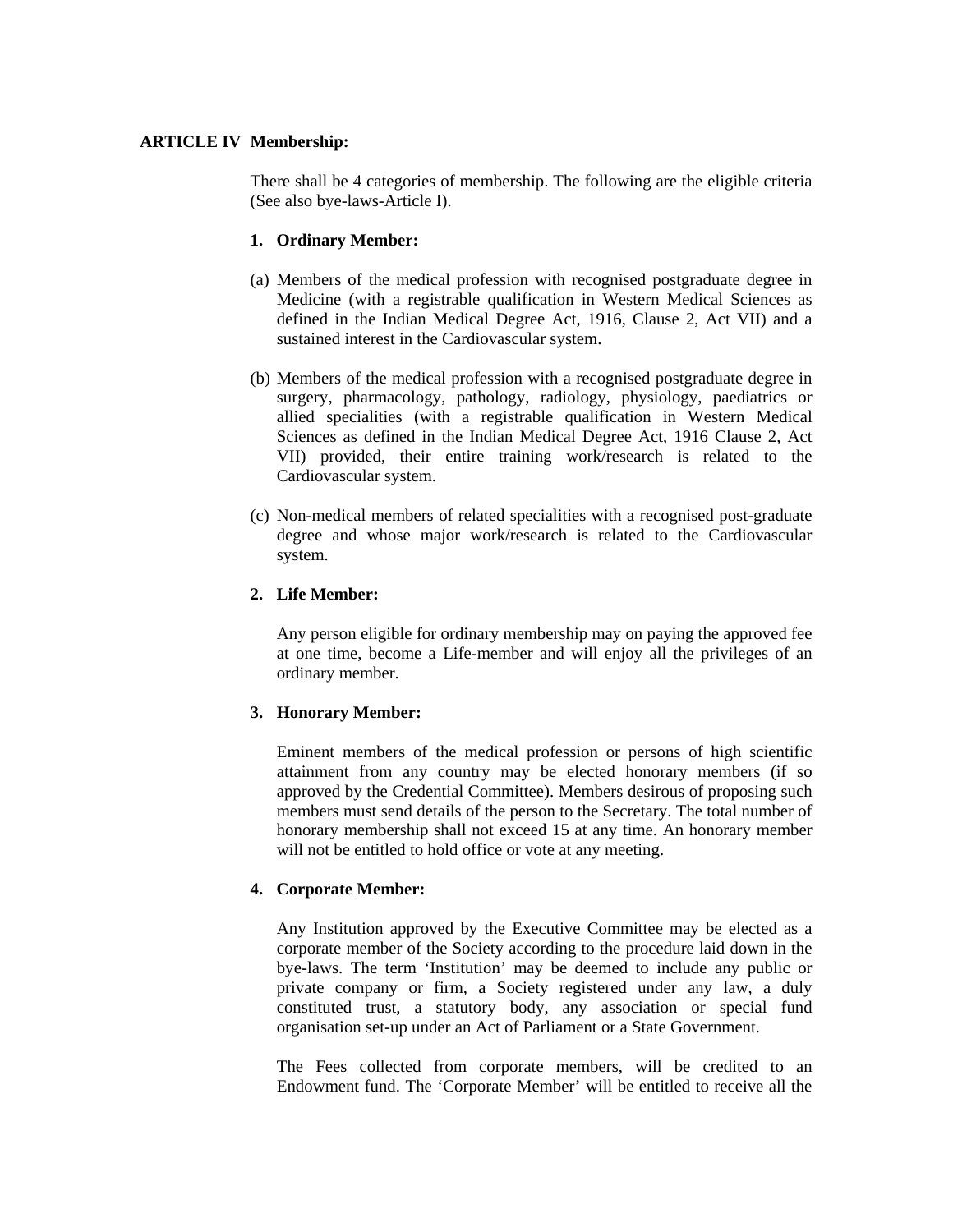**ARTICLE IV Membership:**

There shall be 4 categories of membership. The following are the eligible criteria (See also bye-laws-Article I).

1. **Ordinary Member:**

(a) Members of the medical profession with recognised postgraduate degree in Medicine (with a registrable qualification in Western Medical Sciences as defined in the Indian Medical Degree Act, 1916, Clause 2, Act VII) and a sustained interest in the Cardiovascular system.

(b) Members of the medical profession with a recognised postgraduate degree in surgery, pharmacology, pathology, radiology, physiology, paediatrics or allied specialities (with a registrable qualification in Western Medical Sciences as defined in the Indian Medical Degree Act, 1916 Clause 2, Act VII) provided, their entire training work/research is related to the Cardiovascular system.

(c) Non-medical members of related specialities with a recognised post-graduate degree and whose major work/research is related to the Cardiovascular system.

2. **Life Member:**

Any person eligible for ordinary membership may on paying the approved fee at one time, become a Life-member and will enjoy all the privileges of an ordinary member.

3. **Honorary Member:**

Eminent members of the medical profession or persons of high scientific attainment from any country may be elected honorary members (if so approved by the Credential Committee). Members desirous of proposing such members must send details of the person to the Secretary. The total number of honorary membership shall not exceed 15 at any time. An honorary member will not be entitled to hold office or vote at any meeting.

4. **Corporate Member:**

Any Institution approved by the Executive Committee may be elected as a corporate member of the Society according to the procedure laid down in the bye-laws. The term 'Institution' may be deemed to include any public or private company or firm, a Society registered under any law, a duly constituted trust, a statutory body, any association or special fund organisation set-up under an Act of Parliament or a State Government.

The Fees collected from corporate members, will be credited to an Endowment fund. The 'Corporate Member' will be entitled to receive all the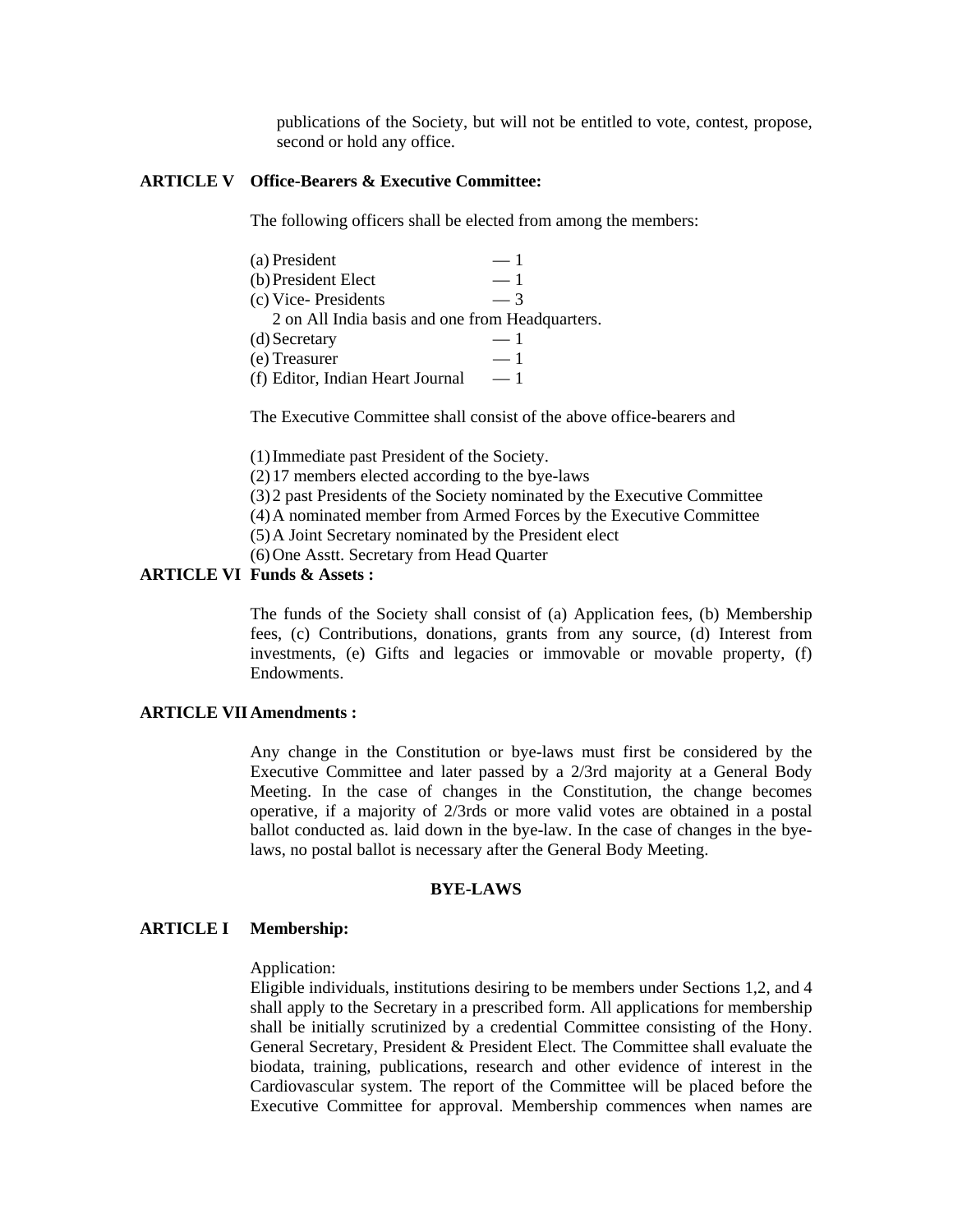publications of the Society, but will not be entitled to vote, contest, propose, second or hold any office.

**ARTICLE V Office-Bearers & Executive Committee:**

The following officers shall be elected from among the members:

(a) President — 1
(b) President Elect — 1
(c) Vice- Presidents — 3
2 on All India basis and one from Headquarters.
(d) Secretary — 1
(e) Treasurer — 1
(f) Editor, Indian Heart Journal — 1

The Executive Committee shall consist of the above office-bearers and

(1) Immediate past President of the Society.
(2) 17 members elected according to the bye-laws
(3) 2 past Presidents of the Society nominated by the Executive Committee
(4) A nominated member from Armed Forces by the Executive Committee
(5) A Joint Secretary nominated by the President elect
(6) One Asstt. Secretary from Head Quarter

**ARTICLE VI Funds & Assets :**

The funds of the Society shall consist of (a) Application fees, (b) Membership fees, (c) Contributions, donations, grants from any source, (d) Interest from investments, (e) Gifts and legacies or immovable or movable property, (f) Endowments.

**ARTICLE VII Amendments :**

Any change in the Constitution or bye-laws must first be considered by the Executive Committee and later passed by a 2/3rd majority at a General Body Meeting. In the case of changes in the Constitution, the change becomes operative, if a majority of 2/3rds or more valid votes are obtained in a postal ballot conducted as. laid down in the bye-law. In the case of changes in the bye-laws, no postal ballot is necessary after the General Body Meeting.

## BYE-LAWS

**ARTICLE I Membership:**

Application:
Eligible individuals, institutions desiring to be members under Sections 1,2, and 4 shall apply to the Secretary in a prescribed form. All applications for membership shall be initially scrutinized by a credential Committee consisting of the Hony. General Secretary, President & President Elect. The Committee shall evaluate the biodata, training, publications, research and other evidence of interest in the Cardiovascular system. The report of the Committee will be placed before the Executive Committee for approval. Membership commences when names are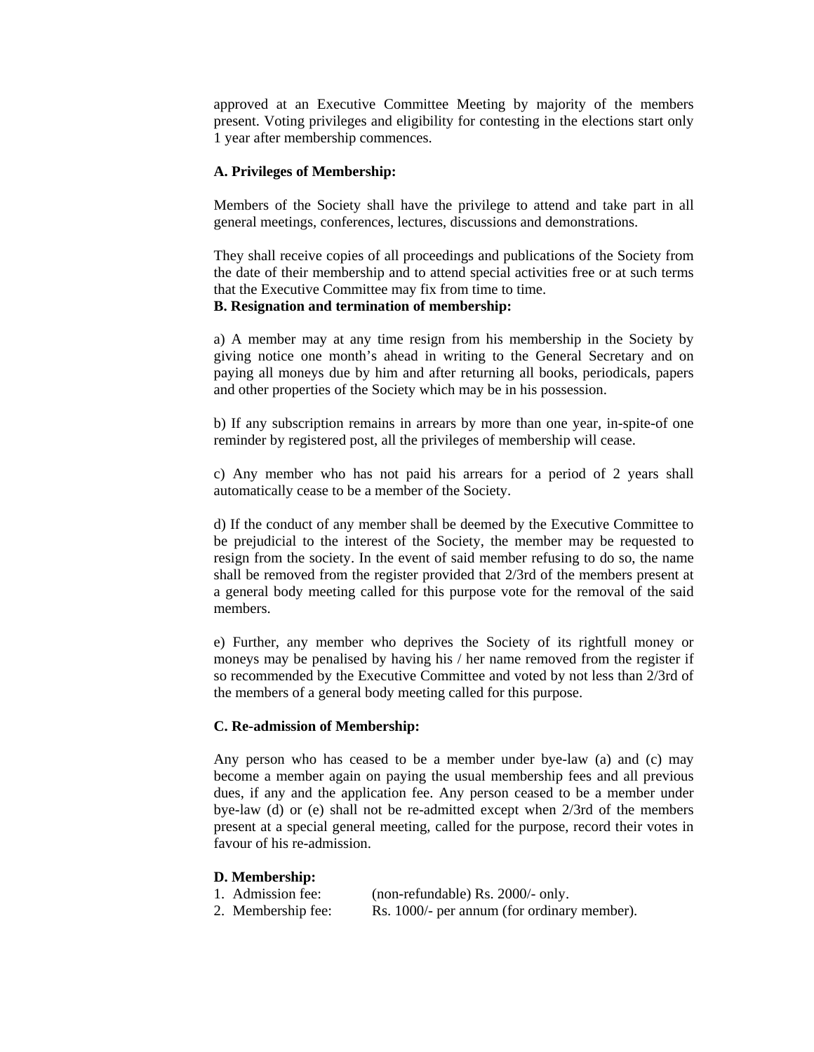approved at an Executive Committee Meeting by majority of the members present. Voting privileges and eligibility for contesting in the elections start only 1 year after membership commences.

**A. Privileges of Membership:**

Members of the Society shall have the privilege to attend and take part in all general meetings, conferences, lectures, discussions and demonstrations.

They shall receive copies of all proceedings and publications of the Society from the date of their membership and to attend special activities free or at such terms that the Executive Committee may fix from time to time.

**B. Resignation and termination of membership:**

a) A member may at any time resign from his membership in the Society by giving notice one month's ahead in writing to the General Secretary and on paying all moneys due by him and after returning all books, periodicals, papers and other properties of the Society which may be in his possession.

b) If any subscription remains in arrears by more than one year, in-spite-of one reminder by registered post, all the privileges of membership will cease.

c) Any member who has not paid his arrears for a period of 2 years shall automatically cease to be a member of the Society.

d) If the conduct of any member shall be deemed by the Executive Committee to be prejudicial to the interest of the Society, the member may be requested to resign from the society. In the event of said member refusing to do so, the name shall be removed from the register provided that 2/3rd of the members present at a general body meeting called for this purpose vote for the removal of the said members.

e) Further, any member who deprives the Society of its rightfull money or moneys may be penalised by having his / her name removed from the register if so recommended by the Executive Committee and voted by not less than 2/3rd of the members of a general body meeting called for this purpose.

**C. Re-admission of Membership:**

Any person who has ceased to be a member under bye-law (a) and (c) may become a member again on paying the usual membership fees and all previous dues, if any and the application fee. Any person ceased to be a member under bye-law (d) or (e) shall not be re-admitted except when 2/3rd of the members present at a special general meeting, called for the purpose, record their votes in favour of his re-admission.

**D. Membership:**

1. Admission fee: (non-refundable) Rs. 2000/- only.
2. Membership fee: Rs. 1000/- per annum (for ordinary member).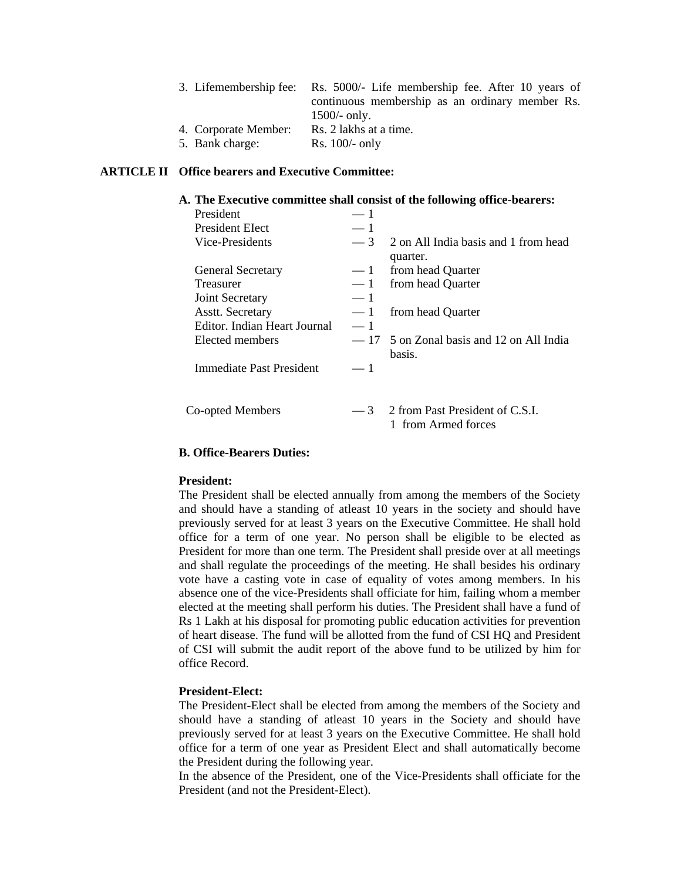3. Lifemembership fee: Rs. 5000/- Life membership fee. After 10 years of continuous membership as an ordinary member Rs. 1500/- only.
4. Corporate Member: Rs. 2 lakhs at a time.
5. Bank charge: Rs. 100/- only

## ARTICLE II Office bearers and Executive Committee:

**A. The Executive committee shall consist of the following office-bearers:**

| | | |
|---|---|---|
| President | — 1 | |
| President EIect | — 1 | |
| Vice-Presidents | — 3 | 2 on All India basis and 1 from head quarter. |
| General Secretary | — 1 | from head Quarter |
| Treasurer | — 1 | from head Quarter |
| Joint Secretary | — 1 | |
| Asstt. Secretary | — 1 | from head Quarter |
| Editor. Indian Heart Journal | — 1 | |
| Elected members | — 17 | 5 on Zonal basis and 12 on All India basis. |
| Immediate Past President | — 1 | |
| Co-opted Members | — 3 | 2 from Past President of C.S.I. 1 from Armed forces |

**B. Office-Bearers Duties:**

**President:**

The President shall be elected annually from among the members of the Society and should have a standing of atleast 10 years in the society and should have previously served for at least 3 years on the Executive Committee. He shall hold office for a term of one year. No person shall be eligible to be elected as President for more than one term. The President shall preside over at all meetings and shall regulate the proceedings of the meeting. He shall besides his ordinary vote have a casting vote in case of equality of votes among members. In his absence one of the vice-Presidents shall officiate for him, failing whom a member elected at the meeting shall perform his duties. The President shall have a fund of Rs 1 Lakh at his disposal for promoting public education activities for prevention of heart disease. The fund will be allotted from the fund of CSI HQ and President of CSI will submit the audit report of the above fund to be utilized by him for office Record.

**President-Elect:**

The President-Elect shall be elected from among the members of the Society and should have a standing of atleast 10 years in the Society and should have previously served for at least 3 years on the Executive Committee. He shall hold office for a term of one year as President Elect and shall automatically become the President during the following year.

In the absence of the President, one of the Vice-Presidents shall officiate for the President (and not the President-Elect).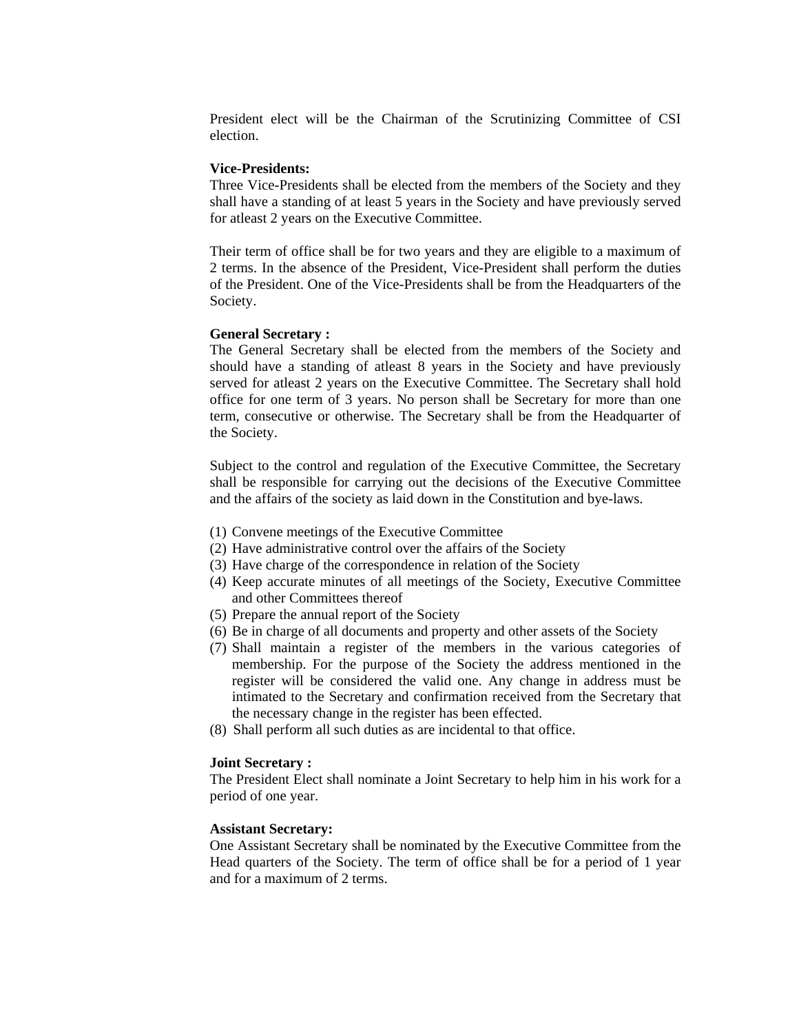President elect will be the Chairman of the Scrutinizing Committee of CSI election.

**Vice-Presidents:**
Three Vice-Presidents shall be elected from the members of the Society and they shall have a standing of at least 5 years in the Society and have previously served for atleast 2 years on the Executive Committee.

Their term of office shall be for two years and they are eligible to a maximum of 2 terms. In the absence of the President, Vice-President shall perform the duties of the President. One of the Vice-Presidents shall be from the Headquarters of the Society.

**General Secretary :**
The General Secretary shall be elected from the members of the Society and should have a standing of atleast 8 years in the Society and have previously served for atleast 2 years on the Executive Committee. The Secretary shall hold office for one term of 3 years. No person shall be Secretary for more than one term, consecutive or otherwise. The Secretary shall be from the Headquarter of the Society.

Subject to the control and regulation of the Executive Committee, the Secretary shall be responsible for carrying out the decisions of the Executive Committee and the affairs of the society as laid down in the Constitution and bye-laws.

(1) Convene meetings of the Executive Committee
(2) Have administrative control over the affairs of the Society
(3) Have charge of the correspondence in relation of the Society
(4) Keep accurate minutes of all meetings of the Society, Executive Committee and other Committees thereof
(5) Prepare the annual report of the Society
(6) Be in charge of all documents and property and other assets of the Society
(7) Shall maintain a register of the members in the various categories of membership. For the purpose of the Society the address mentioned in the register will be considered the valid one. Any change in address must be intimated to the Secretary and confirmation received from the Secretary that the necessary change in the register has been effected.
(8) Shall perform all such duties as are incidental to that office.

**Joint Secretary :**
The President Elect shall nominate a Joint Secretary to help him in his work for a period of one year.

**Assistant Secretary:**
One Assistant Secretary shall be nominated by the Executive Committee from the Head quarters of the Society. The term of office shall be for a period of 1 year and for a maximum of 2 terms.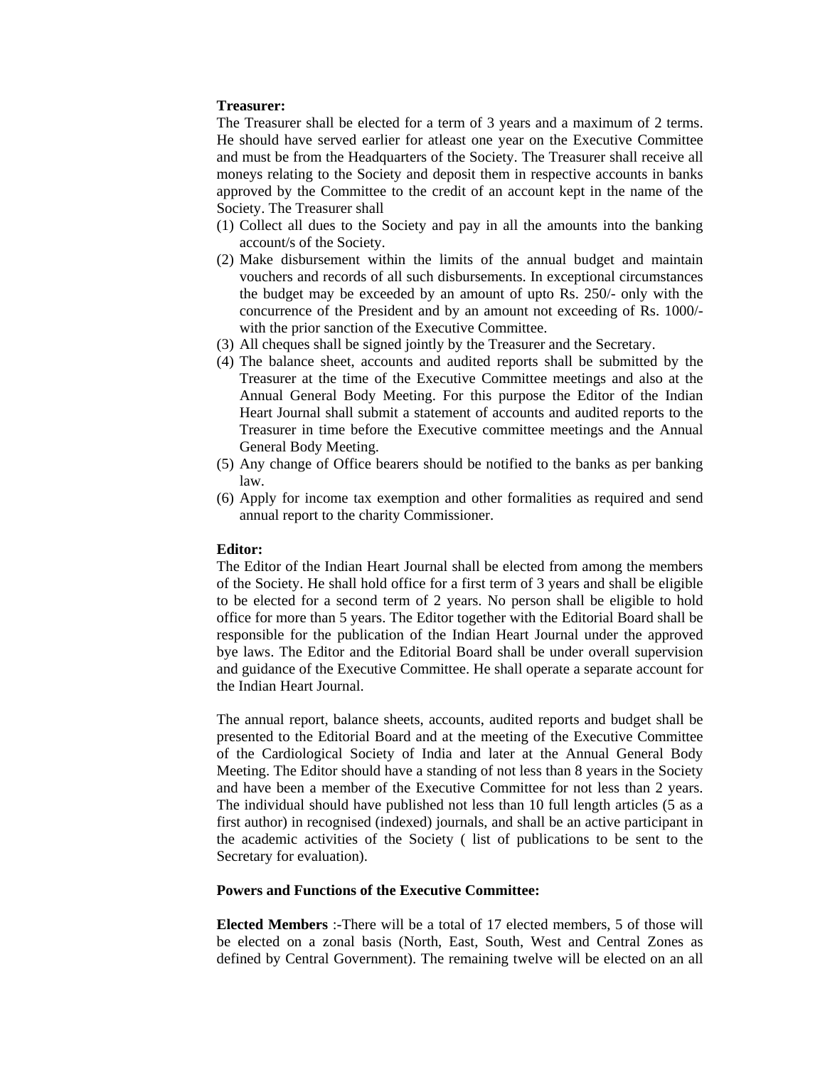**Treasurer:**

The Treasurer shall be elected for a term of 3 years and a maximum of 2 terms. He should have served earlier for atleast one year on the Executive Committee and must be from the Headquarters of the Society. The Treasurer shall receive all moneys relating to the Society and deposit them in respective accounts in banks approved by the Committee to the credit of an account kept in the name of the Society. The Treasurer shall

(1) Collect all dues to the Society and pay in all the amounts into the banking account/s of the Society.
(2) Make disbursement within the limits of the annual budget and maintain vouchers and records of all such disbursements. In exceptional circumstances the budget may be exceeded by an amount of upto Rs. 250/- only with the concurrence of the President and by an amount not exceeding of Rs. 1000/- with the prior sanction of the Executive Committee.
(3) All cheques shall be signed jointly by the Treasurer and the Secretary.
(4) The balance sheet, accounts and audited reports shall be submitted by the Treasurer at the time of the Executive Committee meetings and also at the Annual General Body Meeting. For this purpose the Editor of the Indian Heart Journal shall submit a statement of accounts and audited reports to the Treasurer in time before the Executive committee meetings and the Annual General Body Meeting.
(5) Any change of Office bearers should be notified to the banks as per banking law.
(6) Apply for income tax exemption and other formalities as required and send annual report to the charity Commissioner.

**Editor:**

The Editor of the Indian Heart Journal shall be elected from among the members of the Society. He shall hold office for a first term of 3 years and shall be eligible to be elected for a second term of 2 years. No person shall be eligible to hold office for more than 5 years. The Editor together with the Editorial Board shall be responsible for the publication of the Indian Heart Journal under the approved bye laws. The Editor and the Editorial Board shall be under overall supervision and guidance of the Executive Committee. He shall operate a separate account for the Indian Heart Journal.

The annual report, balance sheets, accounts, audited reports and budget shall be presented to the Editorial Board and at the meeting of the Executive Committee of the Cardiological Society of India and later at the Annual General Body Meeting. The Editor should have a standing of not less than 8 years in the Society and have been a member of the Executive Committee for not less than 2 years. The individual should have published not less than 10 full length articles (5 as a first author) in recognised (indexed) journals, and shall be an active participant in the academic activities of the Society ( list of publications to be sent to the Secretary for evaluation).

**Powers and Functions of the Executive Committee:**

**Elected Members** :-There will be a total of 17 elected members, 5 of those will be elected on a zonal basis (North, East, South, West and Central Zones as defined by Central Government). The remaining twelve will be elected on an all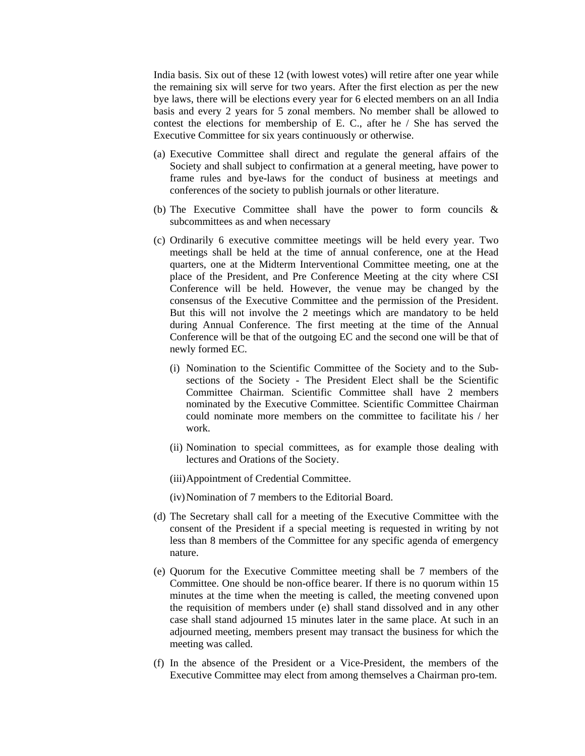India basis. Six out of these 12 (with lowest votes) will retire after one year while the remaining six will serve for two years. After the first election as per the new bye laws, there will be elections every year for 6 elected members on an all India basis and every 2 years for 5 zonal members. No member shall be allowed to contest the elections for membership of E. C., after he / She has served the Executive Committee for six years continuously or otherwise.

(a) Executive Committee shall direct and regulate the general affairs of the Society and shall subject to confirmation at a general meeting, have power to frame rules and bye-laws for the conduct of business at meetings and conferences of the society to publish journals or other literature.

(b) The Executive Committee shall have the power to form councils & subcommittees as and when necessary

(c) Ordinarily 6 executive committee meetings will be held every year. Two meetings shall be held at the time of annual conference, one at the Head quarters, one at the Midterm Interventional Committee meeting, one at the place of the President, and Pre Conference Meeting at the city where CSI Conference will be held. However, the venue may be changed by the consensus of the Executive Committee and the permission of the President. But this will not involve the 2 meetings which are mandatory to be held during Annual Conference. The first meeting at the time of the Annual Conference will be that of the outgoing EC and the second one will be that of newly formed EC.

   (i) Nomination to the Scientific Committee of the Society and to the Sub-sections of the Society - The President Elect shall be the Scientific Committee Chairman. Scientific Committee shall have 2 members nominated by the Executive Committee. Scientific Committee Chairman could nominate more members on the committee to facilitate his / her work.

   (ii) Nomination to special committees, as for example those dealing with lectures and Orations of the Society.

   (iii) Appointment of Credential Committee.

   (iv) Nomination of 7 members to the Editorial Board.

(d) The Secretary shall call for a meeting of the Executive Committee with the consent of the President if a special meeting is requested in writing by not less than 8 members of the Committee for any specific agenda of emergency nature.

(e) Quorum for the Executive Committee meeting shall be 7 members of the Committee. One should be non-office bearer. If there is no quorum within 15 minutes at the time when the meeting is called, the meeting convened upon the requisition of members under (e) shall stand dissolved and in any other case shall stand adjourned 15 minutes later in the same place. At such in an adjourned meeting, members present may transact the business for which the meeting was called.

(f) In the absence of the President or a Vice-President, the members of the Executive Committee may elect from among themselves a Chairman pro-tem.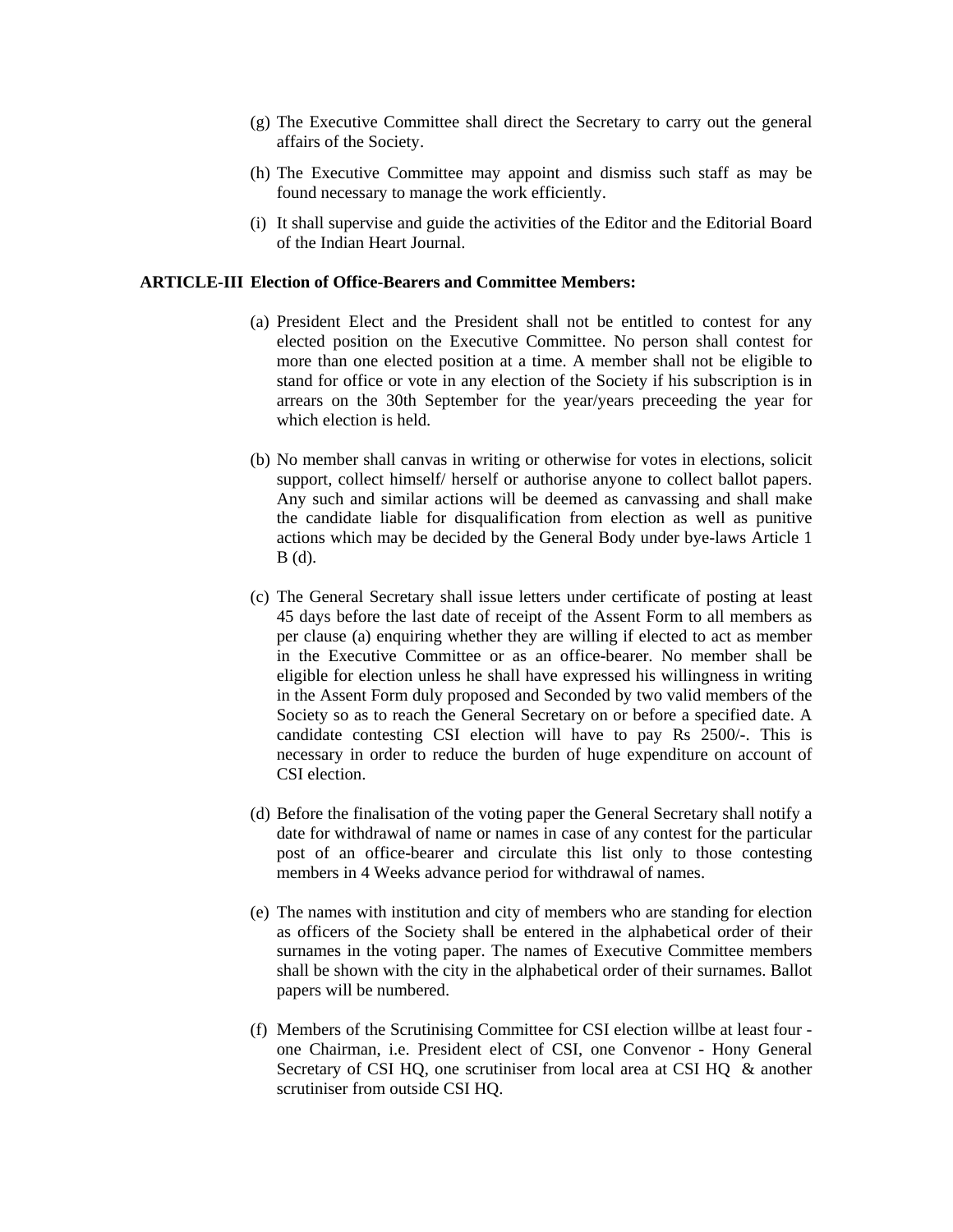(g) The Executive Committee shall direct the Secretary to carry out the general affairs of the Society.

(h) The Executive Committee may appoint and dismiss such staff as may be found necessary to manage the work efficiently.

(i) It shall supervise and guide the activities of the Editor and the Editorial Board of the Indian Heart Journal.

**ARTICLE-III Election of Office-Bearers and Committee Members:**

(a) President Elect and the President shall not be entitled to contest for any elected position on the Executive Committee. No person shall contest for more than one elected position at a time. A member shall not be eligible to stand for office or vote in any election of the Society if his subscription is in arrears on the 30th September for the year/years preceeding the year for which election is held.

(b) No member shall canvas in writing or otherwise for votes in elections, solicit support, collect himself/ herself or authorise anyone to collect ballot papers. Any such and similar actions will be deemed as canvassing and shall make the candidate liable for disqualification from election as well as punitive actions which may be decided by the General Body under bye-laws Article 1 B (d).

(c) The General Secretary shall issue letters under certificate of posting at least 45 days before the last date of receipt of the Assent Form to all members as per clause (a) enquiring whether they are willing if elected to act as member in the Executive Committee or as an office-bearer. No member shall be eligible for election unless he shall have expressed his willingness in writing in the Assent Form duly proposed and Seconded by two valid members of the Society so as to reach the General Secretary on or before a specified date. A candidate contesting CSI election will have to pay Rs 2500/-. This is necessary in order to reduce the burden of huge expenditure on account of CSI election.

(d) Before the finalisation of the voting paper the General Secretary shall notify a date for withdrawal of name or names in case of any contest for the particular post of an office-bearer and circulate this list only to those contesting members in 4 Weeks advance period for withdrawal of names.

(e) The names with institution and city of members who are standing for election as officers of the Society shall be entered in the alphabetical order of their surnames in the voting paper. The names of Executive Committee members shall be shown with the city in the alphabetical order of their surnames. Ballot papers will be numbered.

(f) Members of the Scrutinising Committee for CSI election willbe at least four - one Chairman, i.e. President elect of CSI, one Convenor - Hony General Secretary of CSI HQ, one scrutiniser from local area at CSI HQ & another scrutiniser from outside CSI HQ.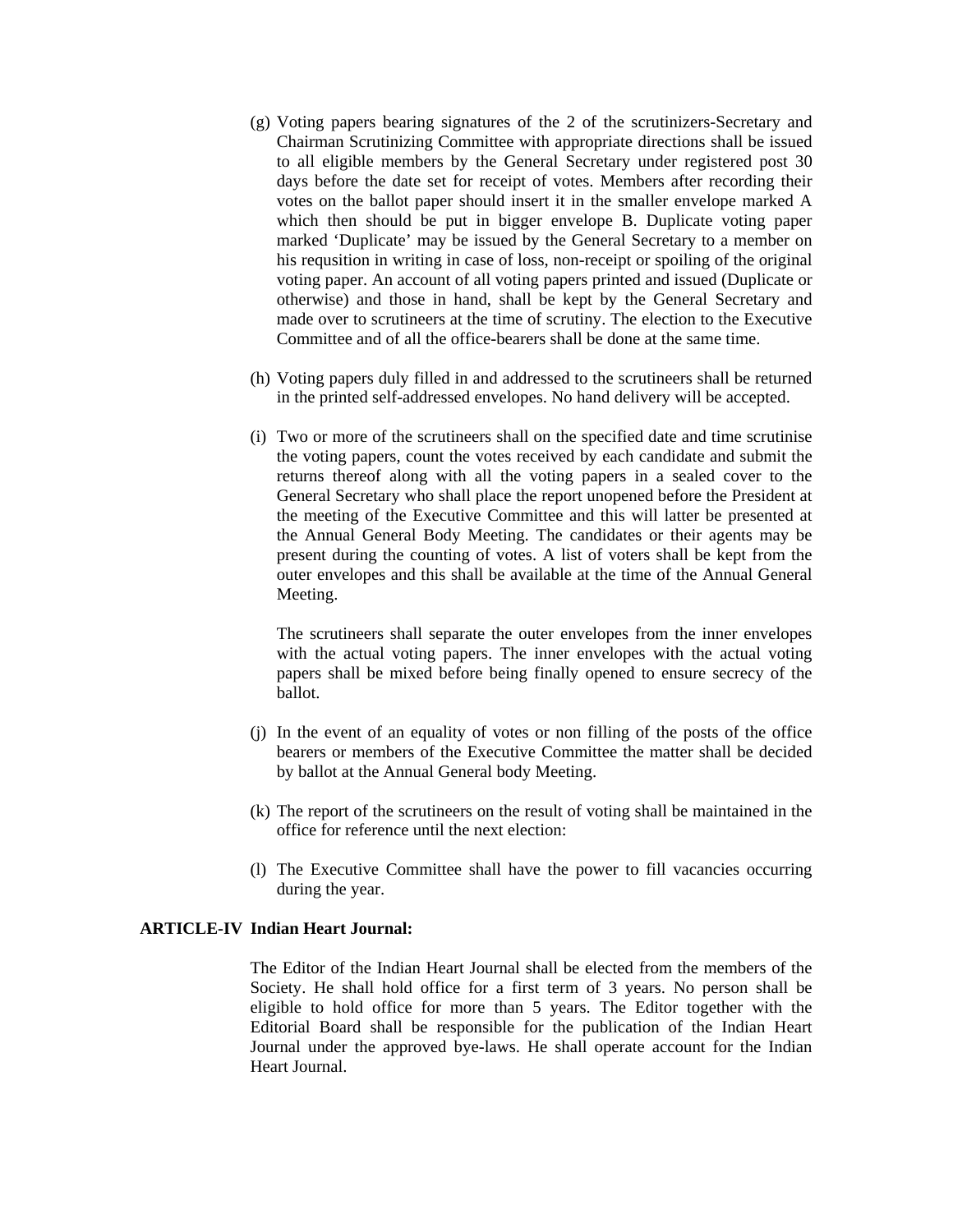(g) Voting papers bearing signatures of the 2 of the scrutinizers-Secretary and Chairman Scrutinizing Committee with appropriate directions shall be issued to all eligible members by the General Secretary under registered post 30 days before the date set for receipt of votes. Members after recording their votes on the ballot paper should insert it in the smaller envelope marked A which then should be put in bigger envelope B. Duplicate voting paper marked 'Duplicate' may be issued by the General Secretary to a member on his requsition in writing in case of loss, non-receipt or spoiling of the original voting paper. An account of all voting papers printed and issued (Duplicate or otherwise) and those in hand, shall be kept by the General Secretary and made over to scrutineers at the time of scrutiny. The election to the Executive Committee and of all the office-bearers shall be done at the same time.

(h) Voting papers duly filled in and addressed to the scrutineers shall be returned in the printed self-addressed envelopes. No hand delivery will be accepted.

(i) Two or more of the scrutineers shall on the specified date and time scrutinise the voting papers, count the votes received by each candidate and submit the returns thereof along with all the voting papers in a sealed cover to the General Secretary who shall place the report unopened before the President at the meeting of the Executive Committee and this will latter be presented at the Annual General Body Meeting. The candidates or their agents may be present during the counting of votes. A list of voters shall be kept from the outer envelopes and this shall be available at the time of the Annual General Meeting.

The scrutineers shall separate the outer envelopes from the inner envelopes with the actual voting papers. The inner envelopes with the actual voting papers shall be mixed before being finally opened to ensure secrecy of the ballot.

(j) In the event of an equality of votes or non filling of the posts of the office bearers or members of the Executive Committee the matter shall be decided by ballot at the Annual General body Meeting.

(k) The report of the scrutineers on the result of voting shall be maintained in the office for reference until the next election:

(l) The Executive Committee shall have the power to fill vacancies occurring during the year.

## ARTICLE-IV Indian Heart Journal:

The Editor of the Indian Heart Journal shall be elected from the members of the Society. He shall hold office for a first term of 3 years. No person shall be eligible to hold office for more than 5 years. The Editor together with the Editorial Board shall be responsible for the publication of the Indian Heart Journal under the approved bye-laws. He shall operate account for the Indian Heart Journal.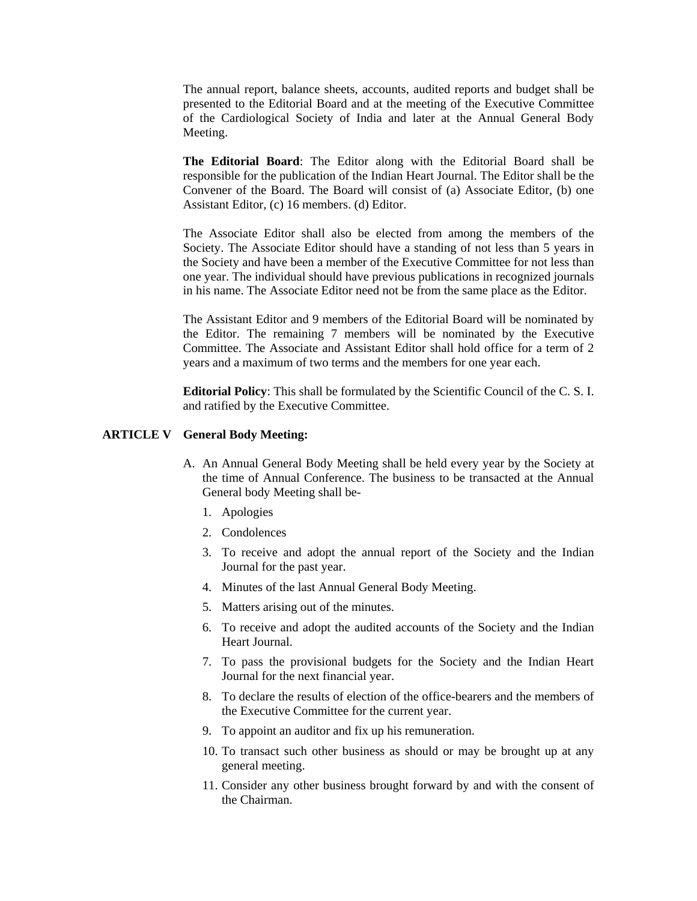The annual report, balance sheets, accounts, audited reports and budget shall be presented to the Editorial Board and at the meeting of the Executive Committee of the Cardiological Society of India and later at the Annual General Body Meeting.

**The Editorial Board**: The Editor along with the Editorial Board shall be responsible for the publication of the Indian Heart Journal. The Editor shall be the Convener of the Board. The Board will consist of (a) Associate Editor, (b) one Assistant Editor, (c) 16 members. (d) Editor.

The Associate Editor shall also be elected from among the members of the Society. The Associate Editor should have a standing of not less than 5 years in the Society and have been a member of the Executive Committee for not less than one year. The individual should have previous publications in recognized journals in his name. The Associate Editor need not be from the same place as the Editor.

The Assistant Editor and 9 members of the Editorial Board will be nominated by the Editor. The remaining 7 members will be nominated by the Executive Committee. The Associate and Assistant Editor shall hold office for a term of 2 years and a maximum of two terms and the members for one year each.

**Editorial Policy**: This shall be formulated by the Scientific Council of the C. S. I. and ratified by the Executive Committee.

## ARTICLE V General Body Meeting:

A. An Annual General Body Meeting shall be held every year by the Society at the time of Annual Conference. The business to be transacted at the Annual General body Meeting shall be-

1. Apologies
2. Condolences
3. To receive and adopt the annual report of the Society and the Indian Journal for the past year.
4. Minutes of the last Annual General Body Meeting.
5. Matters arising out of the minutes.
6. To receive and adopt the audited accounts of the Society and the Indian Heart Journal.
7. To pass the provisional budgets for the Society and the Indian Heart Journal for the next financial year.
8. To declare the results of election of the office-bearers and the members of the Executive Committee for the current year.
9. To appoint an auditor and fix up his remuneration.
10. To transact such other business as should or may be brought up at any general meeting.
11. Consider any other business brought forward by and with the consent of the Chairman.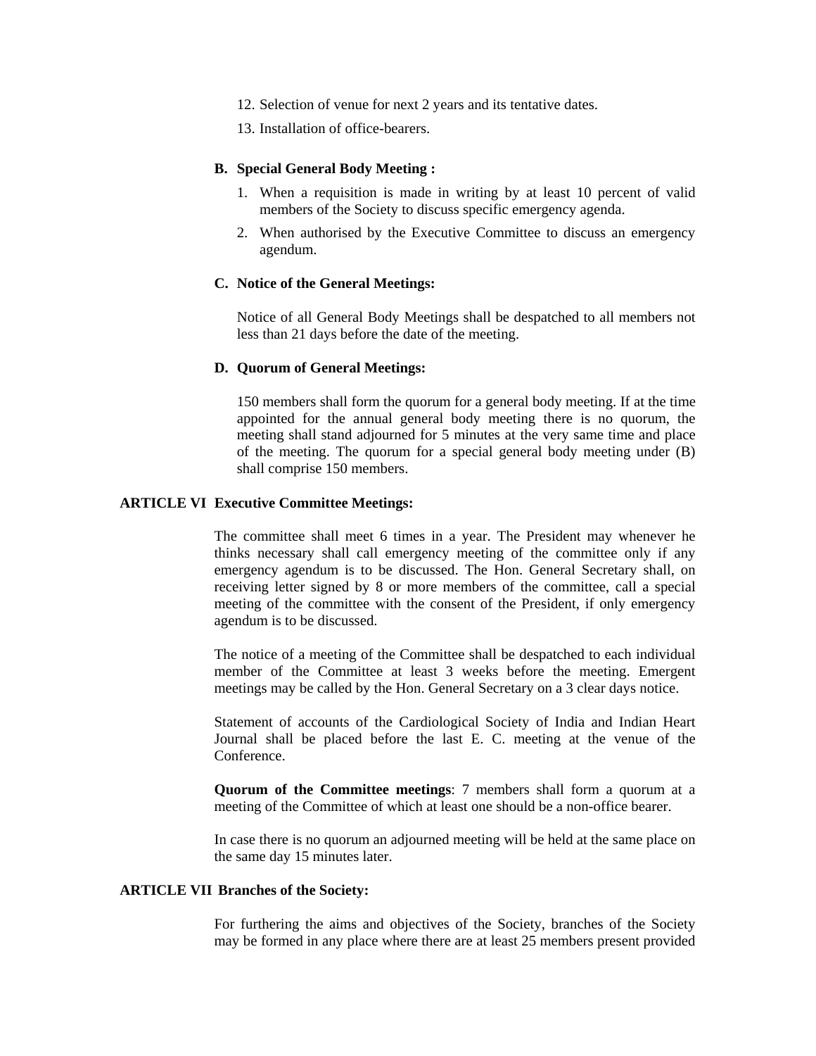12. Selection of venue for next 2 years and its tentative dates.
13. Installation of office-bearers.

**B. Special General Body Meeting :**

1. When a requisition is made in writing by at least 10 percent of valid members of the Society to discuss specific emergency agenda.
2. When authorised by the Executive Committee to discuss an emergency agendum.

**C. Notice of the General Meetings:**

Notice of all General Body Meetings shall be despatched to all members not less than 21 days before the date of the meeting.

**D. Quorum of General Meetings:**

150 members shall form the quorum for a general body meeting. If at the time appointed for the annual general body meeting there is no quorum, the meeting shall stand adjourned for 5 minutes at the very same time and place of the meeting. The quorum for a special general body meeting under (B) shall comprise 150 members.

## ARTICLE VI Executive Committee Meetings:

The committee shall meet 6 times in a year. The President may whenever he thinks necessary shall call emergency meeting of the committee only if any emergency agendum is to be discussed. The Hon. General Secretary shall, on receiving letter signed by 8 or more members of the committee, call a special meeting of the committee with the consent of the President, if only emergency agendum is to be discussed.

The notice of a meeting of the Committee shall be despatched to each individual member of the Committee at least 3 weeks before the meeting. Emergent meetings may be called by the Hon. General Secretary on a 3 clear days notice.

Statement of accounts of the Cardiological Society of India and Indian Heart Journal shall be placed before the last E. C. meeting at the venue of the Conference.

**Quorum of the Committee meetings**: 7 members shall form a quorum at a meeting of the Committee of which at least one should be a non-office bearer.

In case there is no quorum an adjourned meeting will be held at the same place on the same day 15 minutes later.

## ARTICLE VII Branches of the Society:

For furthering the aims and objectives of the Society, branches of the Society may be formed in any place where there are at least 25 members present provided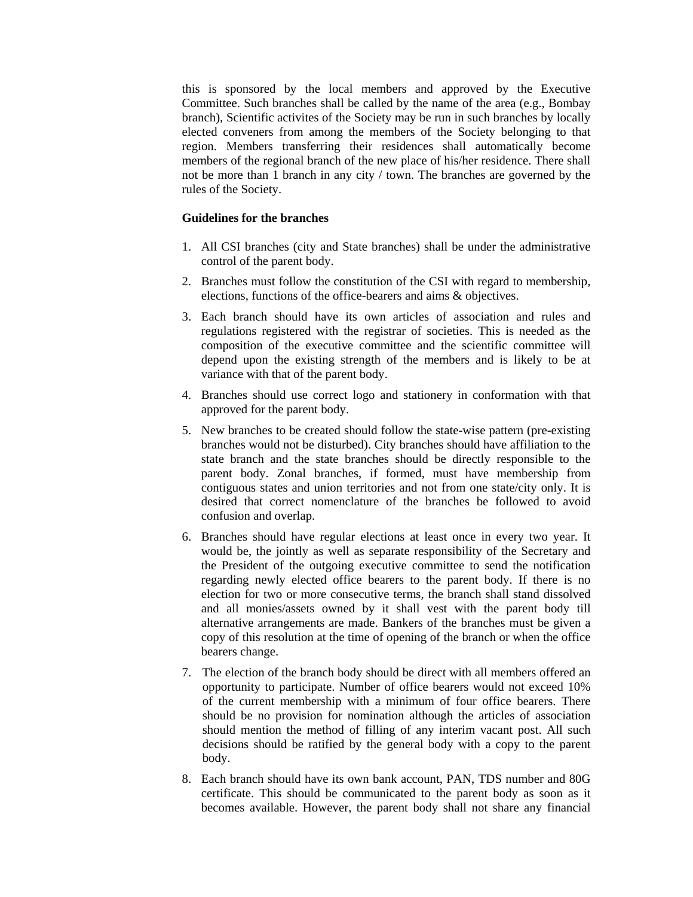this is sponsored by the local members and approved by the Executive Committee. Such branches shall be called by the name of the area (e.g., Bombay branch), Scientific activites of the Society may be run in such branches by locally elected conveners from among the members of the Society belonging to that region. Members transferring their residences shall automatically become members of the regional branch of the new place of his/her residence. There shall not be more than 1 branch in any city / town. The branches are governed by the rules of the Society.

**Guidelines for the branches**

1. All CSI branches (city and State branches) shall be under the administrative control of the parent body.
2. Branches must follow the constitution of the CSI with regard to membership, elections, functions of the office-bearers and aims & objectives.
3. Each branch should have its own articles of association and rules and regulations registered with the registrar of societies. This is needed as the composition of the executive committee and the scientific committee will depend upon the existing strength of the members and is likely to be at variance with that of the parent body.
4. Branches should use correct logo and stationery in conformation with that approved for the parent body.
5. New branches to be created should follow the state-wise pattern (pre-existing branches would not be disturbed). City branches should have affiliation to the state branch and the state branches should be directly responsible to the parent body. Zonal branches, if formed, must have membership from contiguous states and union territories and not from one state/city only. It is desired that correct nomenclature of the branches be followed to avoid confusion and overlap.
6. Branches should have regular elections at least once in every two year. It would be, the jointly as well as separate responsibility of the Secretary and the President of the outgoing executive committee to send the notification regarding newly elected office bearers to the parent body. If there is no election for two or more consecutive terms, the branch shall stand dissolved and all monies/assets owned by it shall vest with the parent body till alternative arrangements are made. Bankers of the branches must be given a copy of this resolution at the time of opening of the branch or when the office bearers change.
7. The election of the branch body should be direct with all members offered an opportunity to participate. Number of office bearers would not exceed 10% of the current membership with a minimum of four office bearers. There should be no provision for nomination although the articles of association should mention the method of filling of any interim vacant post. All such decisions should be ratified by the general body with a copy to the parent body.
8. Each branch should have its own bank account, PAN, TDS number and 80G certificate. This should be communicated to the parent body as soon as it becomes available. However, the parent body shall not share any financial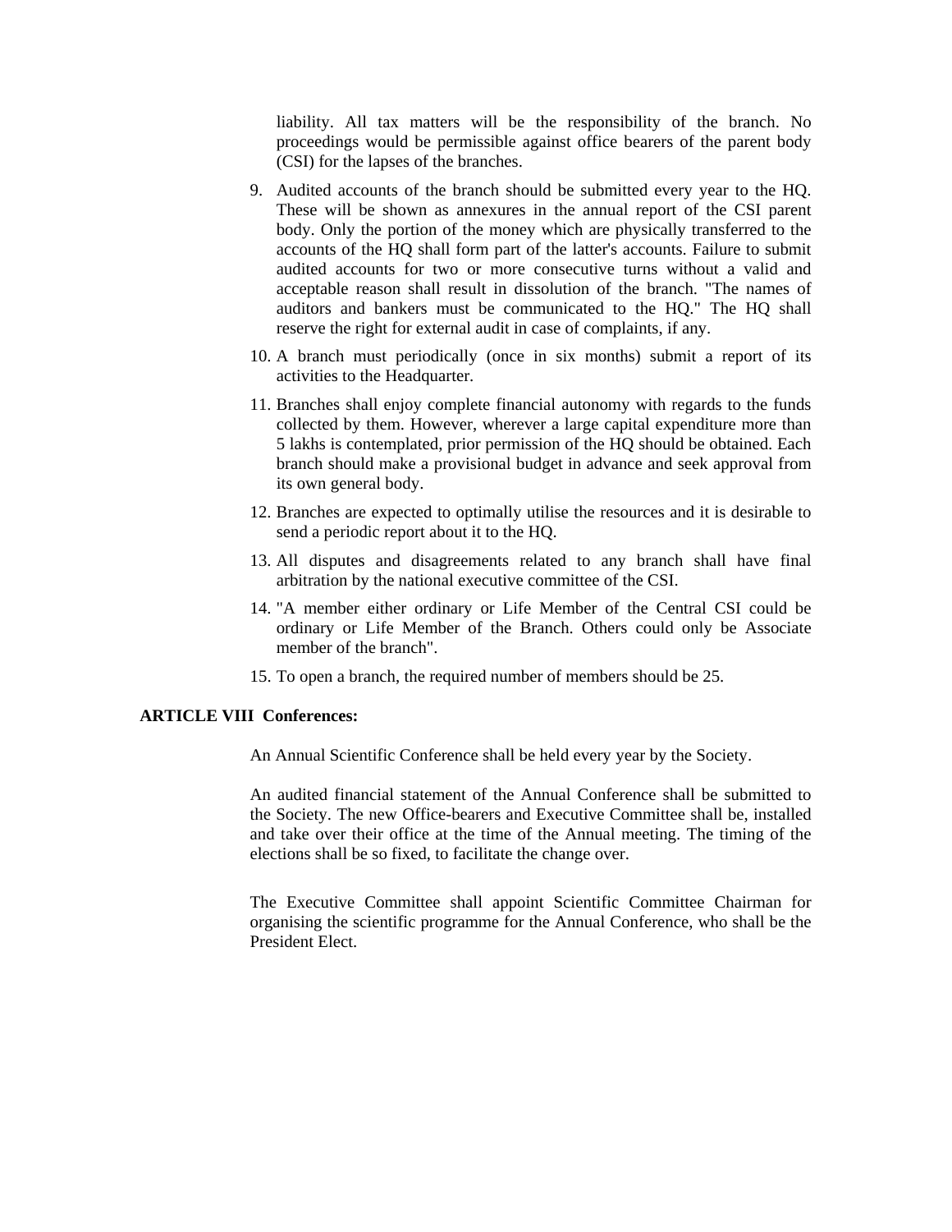liability. All tax matters will be the responsibility of the branch. No proceedings would be permissible against office bearers of the parent body (CSI) for the lapses of the branches.

9. Audited accounts of the branch should be submitted every year to the HQ. These will be shown as annexures in the annual report of the CSI parent body. Only the portion of the money which are physically transferred to the accounts of the HQ shall form part of the latter's accounts. Failure to submit audited accounts for two or more consecutive turns without a valid and acceptable reason shall result in dissolution of the branch. "The names of auditors and bankers must be communicated to the HQ." The HQ shall reserve the right for external audit in case of complaints, if any.

10. A branch must periodically (once in six months) submit a report of its activities to the Headquarter.

11. Branches shall enjoy complete financial autonomy with regards to the funds collected by them. However, wherever a large capital expenditure more than 5 lakhs is contemplated, prior permission of the HQ should be obtained. Each branch should make a provisional budget in advance and seek approval from its own general body.

12. Branches are expected to optimally utilise the resources and it is desirable to send a periodic report about it to the HQ.

13. All disputes and disagreements related to any branch shall have final arbitration by the national executive committee of the CSI.

14. "A member either ordinary or Life Member of the Central CSI could be ordinary or Life Member of the Branch. Others could only be Associate member of the branch".

15. To open a branch, the required number of members should be 25.

**ARTICLE VIII Conferences:**

An Annual Scientific Conference shall be held every year by the Society.

An audited financial statement of the Annual Conference shall be submitted to the Society. The new Office-bearers and Executive Committee shall be, installed and take over their office at the time of the Annual meeting. The timing of the elections shall be so fixed, to facilitate the change over.

The Executive Committee shall appoint Scientific Committee Chairman for organising the scientific programme for the Annual Conference, who shall be the President Elect.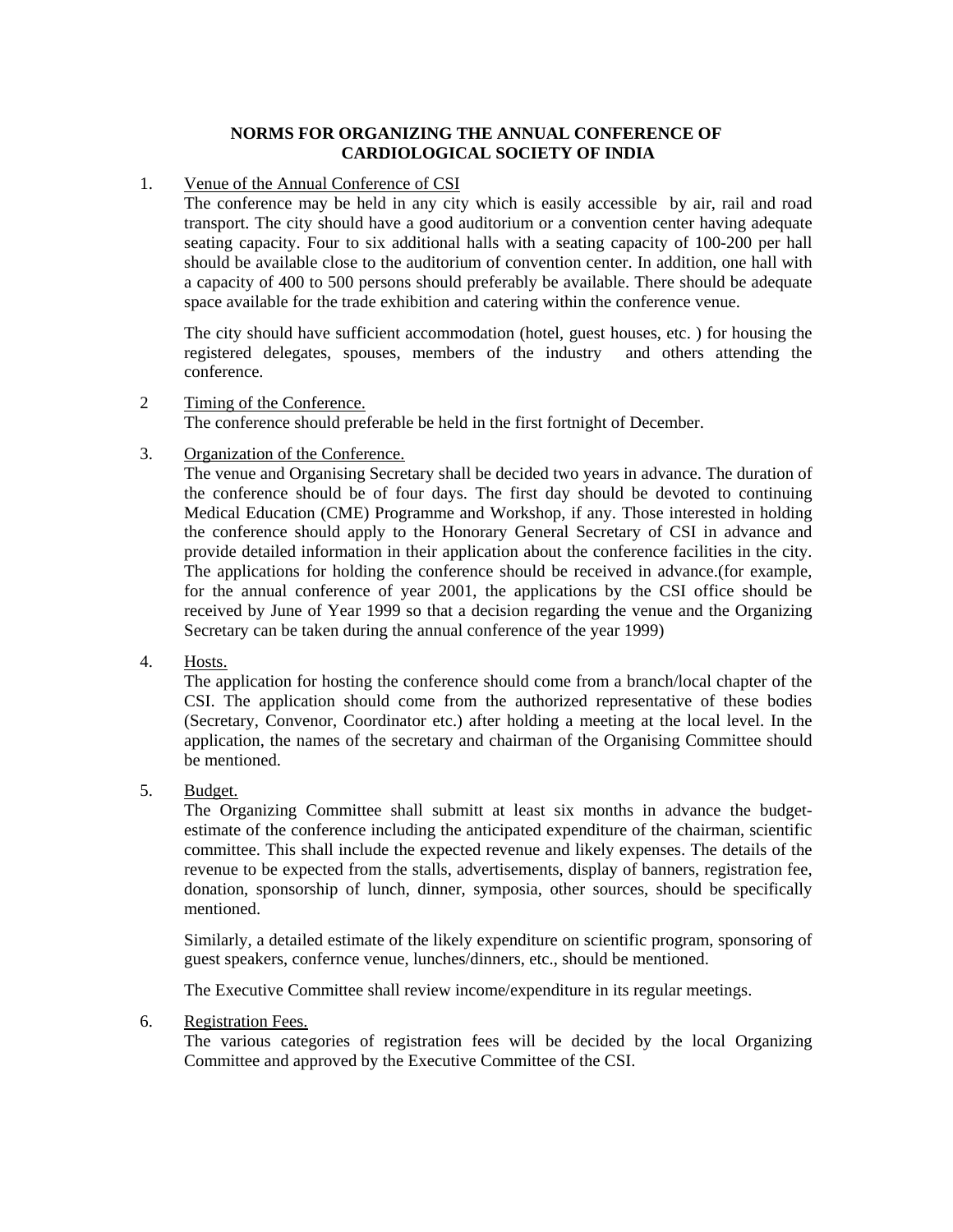**NORMS FOR ORGANIZING THE ANNUAL CONFERENCE OF CARDIOLOGICAL SOCIETY OF INDIA**

1. Venue of the Annual Conference of CSI

   The conference may be held in any city which is easily accessible by air, rail and road transport. The city should have a good auditorium or a convention center having adequate seating capacity. Four to six additional halls with a seating capacity of 100-200 per hall should be available close to the auditorium of convention center. In addition, one hall with a capacity of 400 to 500 persons should preferably be available. There should be adequate space available for the trade exhibition and catering within the conference venue.

   The city should have sufficient accommodation (hotel, guest houses, etc. ) for housing the registered delegates, spouses, members of the industry and others attending the conference.

2 Timing of the Conference.

   The conference should preferable be held in the first fortnight of December.

3. Organization of the Conference.

   The venue and Organising Secretary shall be decided two years in advance. The duration of the conference should be of four days. The first day should be devoted to continuing Medical Education (CME) Programme and Workshop, if any. Those interested in holding the conference should apply to the Honorary General Secretary of CSI in advance and provide detailed information in their application about the conference facilities in the city. The applications for holding the conference should be received in advance.(for example, for the annual conference of year 2001, the applications by the CSI office should be received by June of Year 1999 so that a decision regarding the venue and the Organizing Secretary can be taken during the annual conference of the year 1999)

4. Hosts.

   The application for hosting the conference should come from a branch/local chapter of the CSI. The application should come from the authorized representative of these bodies (Secretary, Convenor, Coordinator etc.) after holding a meeting at the local level. In the application, the names of the secretary and chairman of the Organising Committee should be mentioned.

5. Budget.

   The Organizing Committee shall submitt at least six months in advance the budget-estimate of the conference including the anticipated expenditure of the chairman, scientific committee. This shall include the expected revenue and likely expenses. The details of the revenue to be expected from the stalls, advertisements, display of banners, registration fee, donation, sponsorship of lunch, dinner, symposia, other sources, should be specifically mentioned.

   Similarly, a detailed estimate of the likely expenditure on scientific program, sponsoring of guest speakers, confernce venue, lunches/dinners, etc., should be mentioned.

   The Executive Committee shall review income/expenditure in its regular meetings.

6. Registration Fees.

   The various categories of registration fees will be decided by the local Organizing Committee and approved by the Executive Committee of the CSI.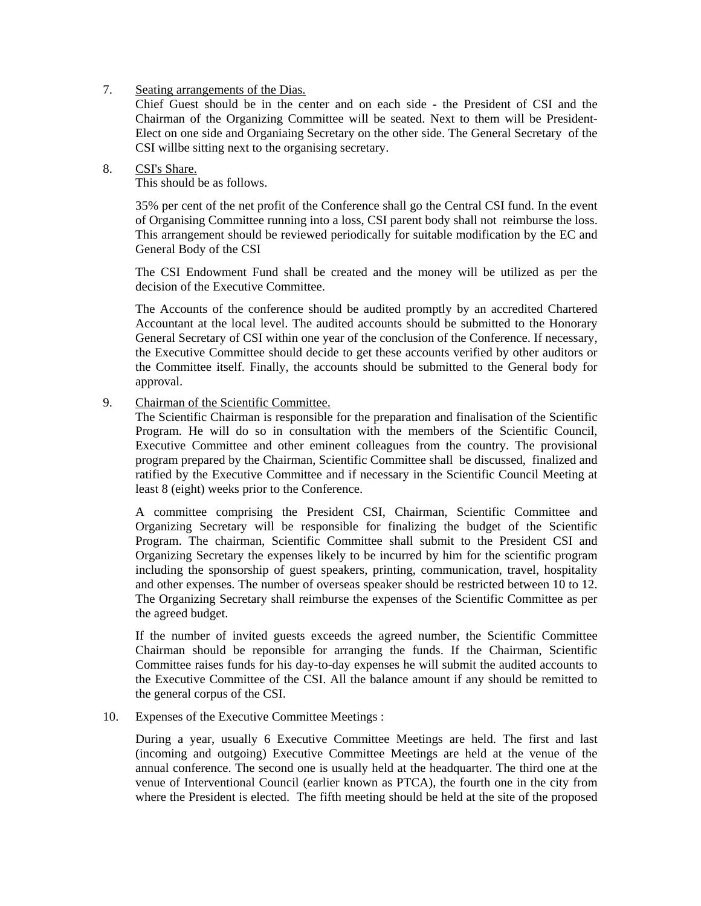7. <u>Seating arrangements of the Dias.</u>

   Chief Guest should be in the center and on each side - the President of CSI and the Chairman of the Organizing Committee will be seated. Next to them will be President-Elect on one side and Organiaing Secretary on the other side. The General Secretary of the CSI willbe sitting next to the organising secretary.

8. <u>CSI's Share.</u>

   This should be as follows.

   35% per cent of the net profit of the Conference shall go the Central CSI fund. In the event of Organising Committee running into a loss, CSI parent body shall not reimburse the loss. This arrangement should be reviewed periodically for suitable modification by the EC and General Body of the CSI

   The CSI Endowment Fund shall be created and the money will be utilized as per the decision of the Executive Committee.

   The Accounts of the conference should be audited promptly by an accredited Chartered Accountant at the local level. The audited accounts should be submitted to the Honorary General Secretary of CSI within one year of the conclusion of the Conference. If necessary, the Executive Committee should decide to get these accounts verified by other auditors or the Committee itself. Finally, the accounts should be submitted to the General body for approval.

9. <u>Chairman of the Scientific Committee.</u>

   The Scientific Chairman is responsible for the preparation and finalisation of the Scientific Program. He will do so in consultation with the members of the Scientific Council, Executive Committee and other eminent colleagues from the country. The provisional program prepared by the Chairman, Scientific Committee shall be discussed, finalized and ratified by the Executive Committee and if necessary in the Scientific Council Meeting at least 8 (eight) weeks prior to the Conference.

   A committee comprising the President CSI, Chairman, Scientific Committee and Organizing Secretary will be responsible for finalizing the budget of the Scientific Program. The chairman, Scientific Committee shall submit to the President CSI and Organizing Secretary the expenses likely to be incurred by him for the scientific program including the sponsorship of guest speakers, printing, communication, travel, hospitality and other expenses. The number of overseas speaker should be restricted between 10 to 12. The Organizing Secretary shall reimburse the expenses of the Scientific Committee as per the agreed budget.

   If the number of invited guests exceeds the agreed number, the Scientific Committee Chairman should be reponsible for arranging the funds. If the Chairman, Scientific Committee raises funds for his day-to-day expenses he will submit the audited accounts to the Executive Committee of the CSI. All the balance amount if any should be remitted to the general corpus of the CSI.

10. Expenses of the Executive Committee Meetings :

    During a year, usually 6 Executive Committee Meetings are held. The first and last (incoming and outgoing) Executive Committee Meetings are held at the venue of the annual conference. The second one is usually held at the headquarter. The third one at the venue of Interventional Council (earlier known as PTCA), the fourth one in the city from where the President is elected. The fifth meeting should be held at the site of the proposed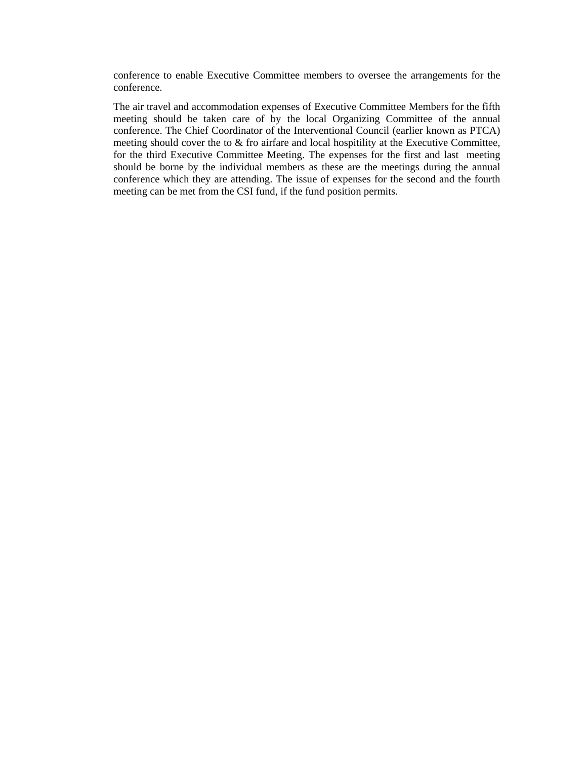conference to enable Executive Committee members to oversee the arrangements for the conference.

The air travel and accommodation expenses of Executive Committee Members for the fifth meeting should be taken care of by the local Organizing Committee of the annual conference. The Chief Coordinator of the Interventional Council (earlier known as PTCA) meeting should cover the to & fro airfare and local hospitility at the Executive Committee, for the third Executive Committee Meeting. The expenses for the first and last meeting should be borne by the individual members as these are the meetings during the annual conference which they are attending. The issue of expenses for the second and the fourth meeting can be met from the CSI fund, if the fund position permits.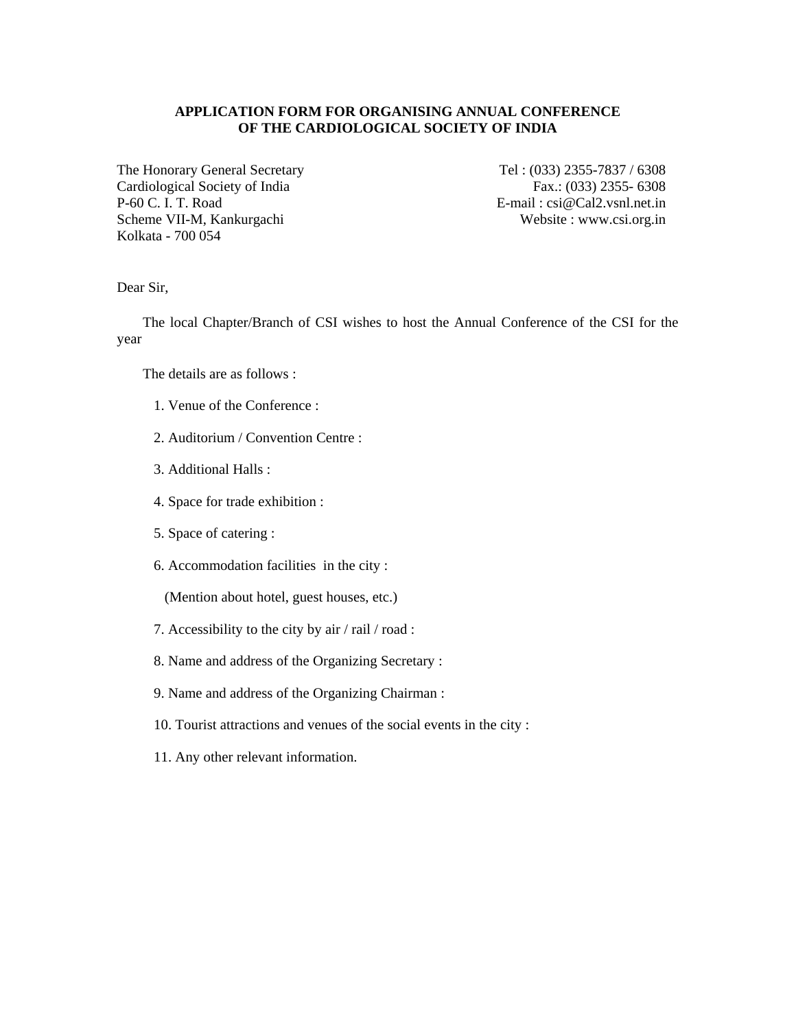**APPLICATION FORM FOR ORGANISING ANNUAL CONFERENCE OF THE CARDIOLOGICAL SOCIETY OF INDIA**

The Honorary General Secretary
Cardiological Society of India
P-60 C. I. T. Road
Scheme VII-M, Kankurgachi
Kolkata - 700 054

Tel : (033) 2355-7837 / 6308
Fax.: (033) 2355- 6308
E-mail : csi@Cal2.vsnl.net.in
Website : www.csi.org.in

Dear Sir,

The local Chapter/Branch of CSI wishes to host the Annual Conference of the CSI for the year

The details are as follows :

1. Venue of the Conference :
2. Auditorium / Convention Centre :
3. Additional Halls :
4. Space for trade exhibition :
5. Space of catering :
6. Accommodation facilities in the city :

   (Mention about hotel, guest houses, etc.)

7. Accessibility to the city by air / rail / road :
8. Name and address of the Organizing Secretary :
9. Name and address of the Organizing Chairman :
10. Tourist attractions and venues of the social events in the city :
11. Any other relevant information.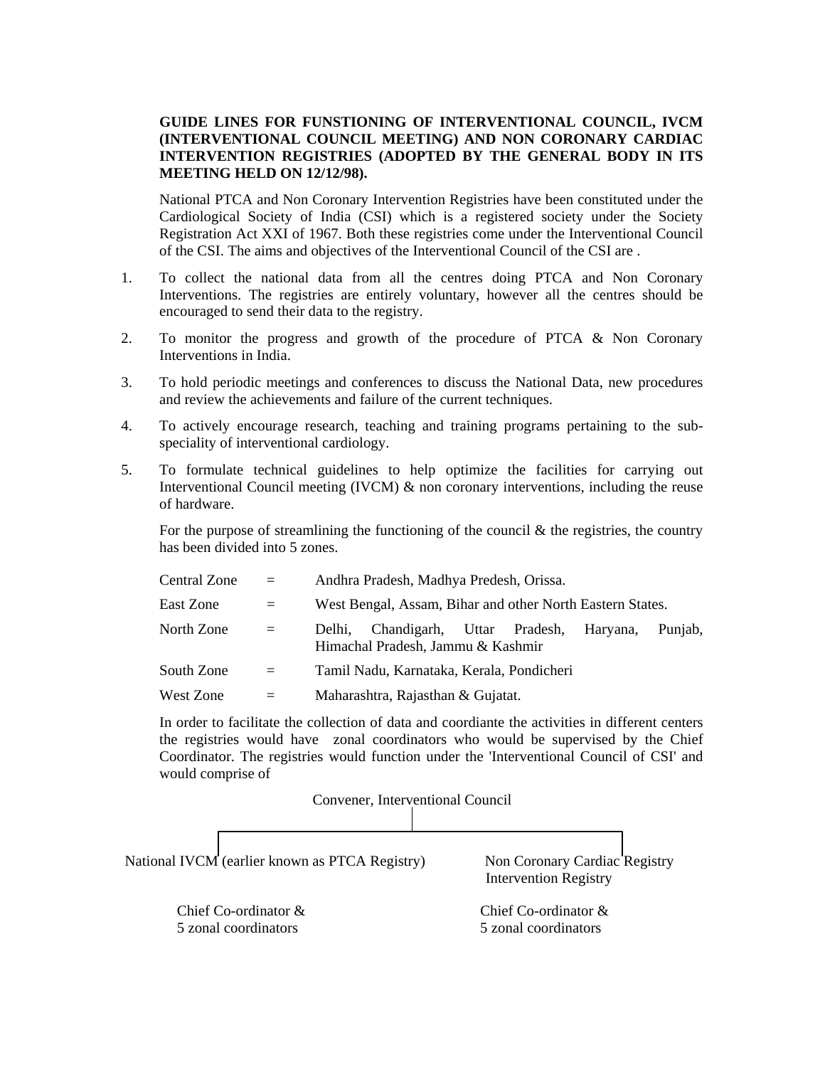**GUIDE LINES FOR FUNSTIONING OF INTERVENTIONAL COUNCIL, IVCM (INTERVENTIONAL COUNCIL MEETING) AND NON CORONARY CARDIAC INTERVENTION REGISTRIES (ADOPTED BY THE GENERAL BODY IN ITS MEETING HELD ON 12/12/98).**

National PTCA and Non Coronary Intervention Registries have been constituted under the Cardiological Society of India (CSI) which is a registered society under the Society Registration Act XXI of 1967. Both these registries come under the Interventional Council of the CSI. The aims and objectives of the Interventional Council of the CSI are .

1. To collect the national data from all the centres doing PTCA and Non Coronary Interventions. The registries are entirely voluntary, however all the centres should be encouraged to send their data to the registry.
2. To monitor the progress and growth of the procedure of PTCA & Non Coronary Interventions in India.
3. To hold periodic meetings and conferences to discuss the National Data, new procedures and review the achievements and failure of the current techniques.
4. To actively encourage research, teaching and training programs pertaining to the sub-speciality of interventional cardiology.
5. To formulate technical guidelines to help optimize the facilities for carrying out Interventional Council meeting (IVCM) & non coronary interventions, including the reuse of hardware.

For the purpose of streamlining the functioning of the council & the registries, the country has been divided into 5 zones.

| | | |
|---|---|---|
| Central Zone | = | Andhra Pradesh, Madhya Predesh, Orissa. |
| East Zone | = | West Bengal, Assam, Bihar and other North Eastern States. |
| North Zone | = | Delhi, Chandigarh, Uttar Pradesh, Haryana, Punjab, Himachal Pradesh, Jammu & Kashmir |
| South Zone | = | Tamil Nadu, Karnataka, Kerala, Pondicheri |
| West Zone | = | Maharashtra, Rajasthan & Gujatat. |

In order to facilitate the collection of data and coordiante the activities in different centers the registries would have zonal coordinators who would be supervised by the Chief Coordinator. The registries would function under the 'Interventional Council of CSI' and would comprise of

Convener, Interventional Council

| National IVCM (earlier known as PTCA Registry) | Non Coronary Cardiac Registry Intervention Registry |
|---|---|
| Chief Co-ordinator & 5 zonal coordinators | Chief Co-ordinator & 5 zonal coordinators |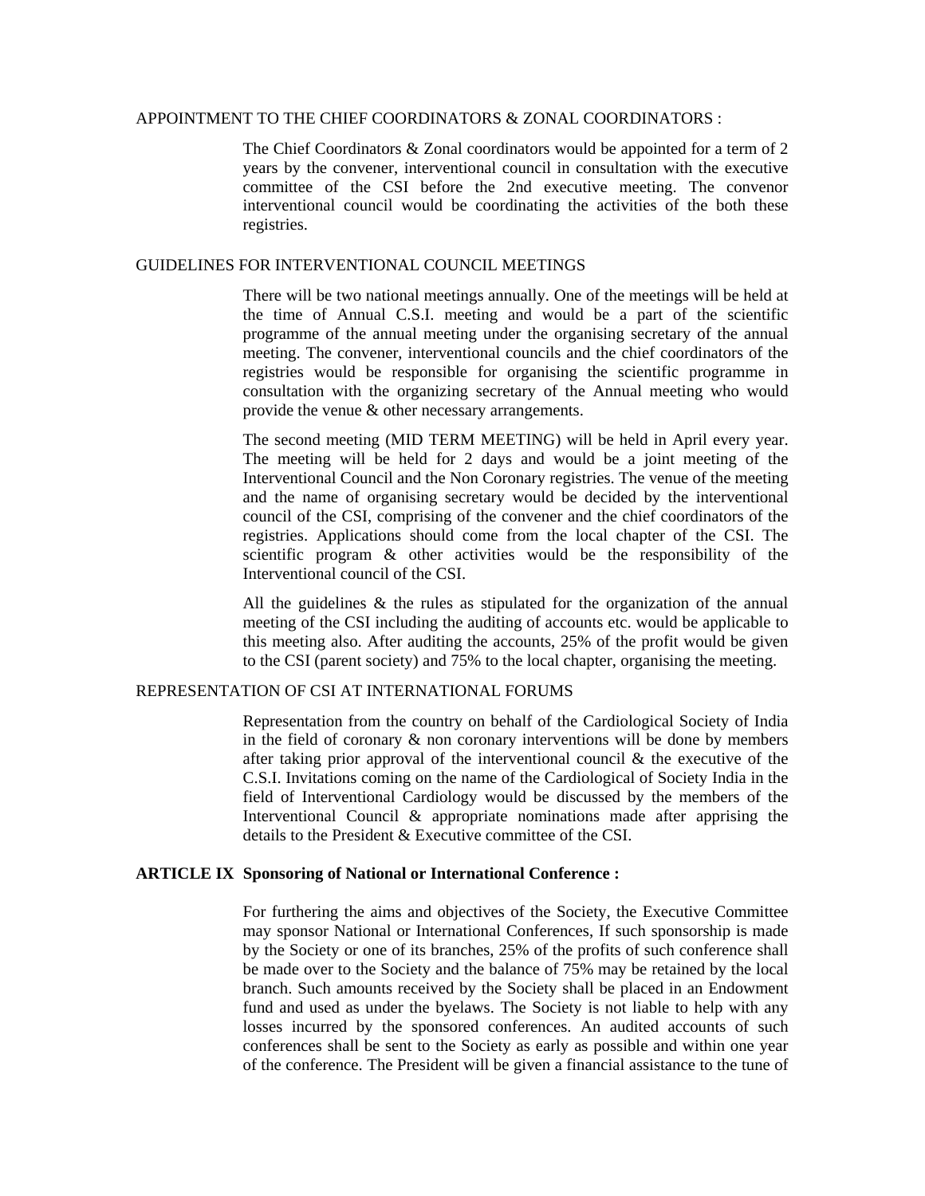APPOINTMENT TO THE CHIEF COORDINATORS & ZONAL COORDINATORS :

The Chief Coordinators & Zonal coordinators would be appointed for a term of 2 years by the convener, interventional council in consultation with the executive committee of the CSI before the 2nd executive meeting. The convenor interventional council would be coordinating the activities of the both these registries.

GUIDELINES FOR INTERVENTIONAL COUNCIL MEETINGS

There will be two national meetings annually. One of the meetings will be held at the time of Annual C.S.I. meeting and would be a part of the scientific programme of the annual meeting under the organising secretary of the annual meeting. The convener, interventional councils and the chief coordinators of the registries would be responsible for organising the scientific programme in consultation with the organizing secretary of the Annual meeting who would provide the venue & other necessary arrangements.

The second meeting (MID TERM MEETING) will be held in April every year. The meeting will be held for 2 days and would be a joint meeting of the Interventional Council and the Non Coronary registries. The venue of the meeting and the name of organising secretary would be decided by the interventional council of the CSI, comprising of the convener and the chief coordinators of the registries. Applications should come from the local chapter of the CSI. The scientific program & other activities would be the responsibility of the Interventional council of the CSI.

All the guidelines & the rules as stipulated for the organization of the annual meeting of the CSI including the auditing of accounts etc. would be applicable to this meeting also. After auditing the accounts, 25% of the profit would be given to the CSI (parent society) and 75% to the local chapter, organising the meeting.

REPRESENTATION OF CSI AT INTERNATIONAL FORUMS

Representation from the country on behalf of the Cardiological Society of India in the field of coronary & non coronary interventions will be done by members after taking prior approval of the interventional council & the executive of the C.S.I. Invitations coming on the name of the Cardiological of Society India in the field of Interventional Cardiology would be discussed by the members of the Interventional Council & appropriate nominations made after apprising the details to the President & Executive committee of the CSI.

**ARTICLE IX Sponsoring of National or International Conference :**

For furthering the aims and objectives of the Society, the Executive Committee may sponsor National or International Conferences, If such sponsorship is made by the Society or one of its branches, 25% of the profits of such conference shall be made over to the Society and the balance of 75% may be retained by the local branch. Such amounts received by the Society shall be placed in an Endowment fund and used as under the byelaws. The Society is not liable to help with any losses incurred by the sponsored conferences. An audited accounts of such conferences shall be sent to the Society as early as possible and within one year of the conference. The President will be given a financial assistance to the tune of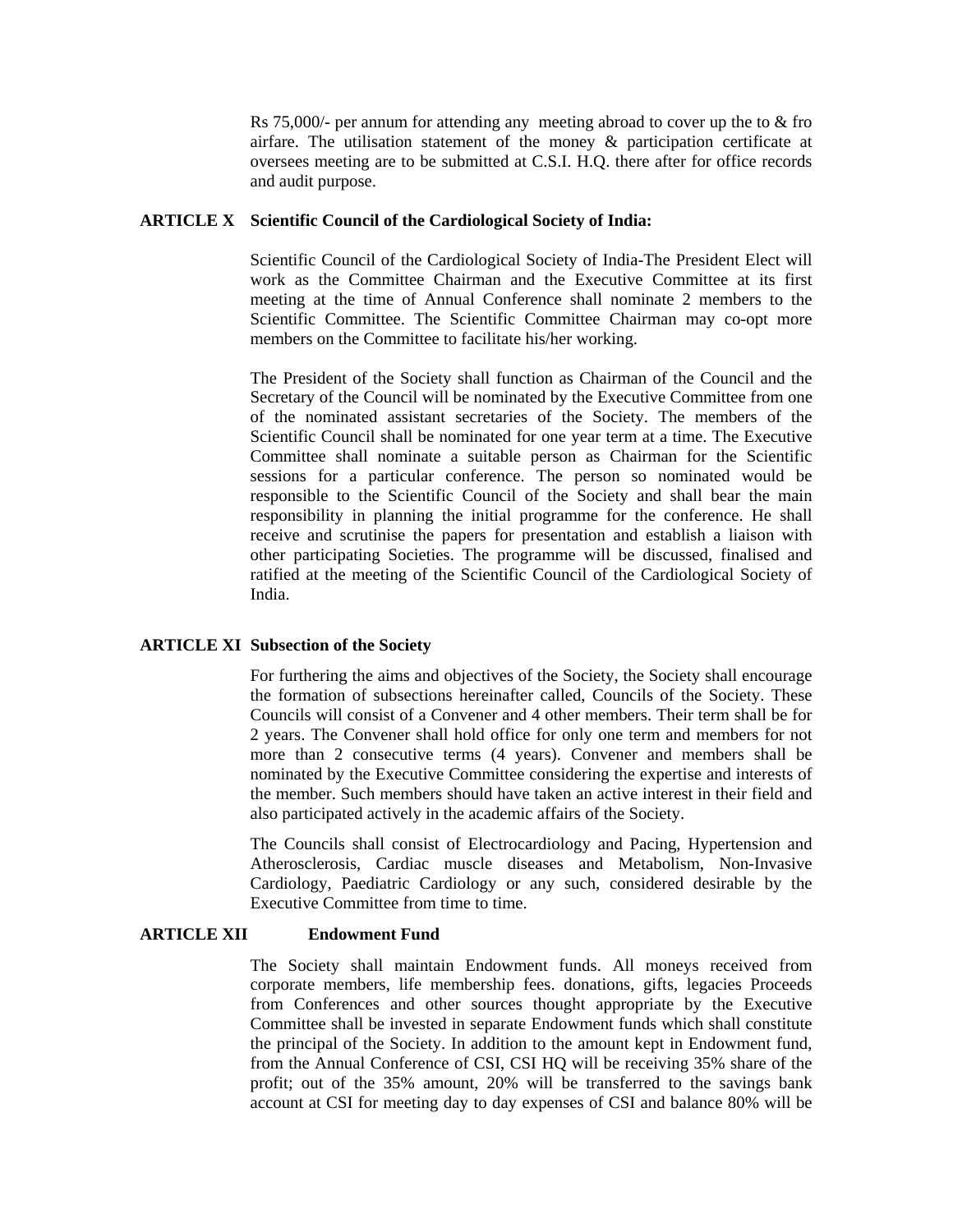Rs 75,000/- per annum for attending any meeting abroad to cover up the to & fro airfare. The utilisation statement of the money & participation certificate at oversees meeting are to be submitted at C.S.I. H.Q. there after for office records and audit purpose.

**ARTICLE X Scientific Council of the Cardiological Society of India:**

Scientific Council of the Cardiological Society of India-The President Elect will work as the Committee Chairman and the Executive Committee at its first meeting at the time of Annual Conference shall nominate 2 members to the Scientific Committee. The Scientific Committee Chairman may co-opt more members on the Committee to facilitate his/her working.

The President of the Society shall function as Chairman of the Council and the Secretary of the Council will be nominated by the Executive Committee from one of the nominated assistant secretaries of the Society. The members of the Scientific Council shall be nominated for one year term at a time. The Executive Committee shall nominate a suitable person as Chairman for the Scientific sessions for a particular conference. The person so nominated would be responsible to the Scientific Council of the Society and shall bear the main responsibility in planning the initial programme for the conference. He shall receive and scrutinise the papers for presentation and establish a liaison with other participating Societies. The programme will be discussed, finalised and ratified at the meeting of the Scientific Council of the Cardiological Society of India.

**ARTICLE XI Subsection of the Society**

For furthering the aims and objectives of the Society, the Society shall encourage the formation of subsections hereinafter called, Councils of the Society. These Councils will consist of a Convener and 4 other members. Their term shall be for 2 years. The Convener shall hold office for only one term and members for not more than 2 consecutive terms (4 years). Convener and members shall be nominated by the Executive Committee considering the expertise and interests of the member. Such members should have taken an active interest in their field and also participated actively in the academic affairs of the Society.

The Councils shall consist of Electrocardiology and Pacing, Hypertension and Atherosclerosis, Cardiac muscle diseases and Metabolism, Non-Invasive Cardiology, Paediatric Cardiology or any such, considered desirable by the Executive Committee from time to time.

**ARTICLE XII Endowment Fund**

The Society shall maintain Endowment funds. All moneys received from corporate members, life membership fees. donations, gifts, legacies Proceeds from Conferences and other sources thought appropriate by the Executive Committee shall be invested in separate Endowment funds which shall constitute the principal of the Society. In addition to the amount kept in Endowment fund, from the Annual Conference of CSI, CSI HQ will be receiving 35% share of the profit; out of the 35% amount, 20% will be transferred to the savings bank account at CSI for meeting day to day expenses of CSI and balance 80% will be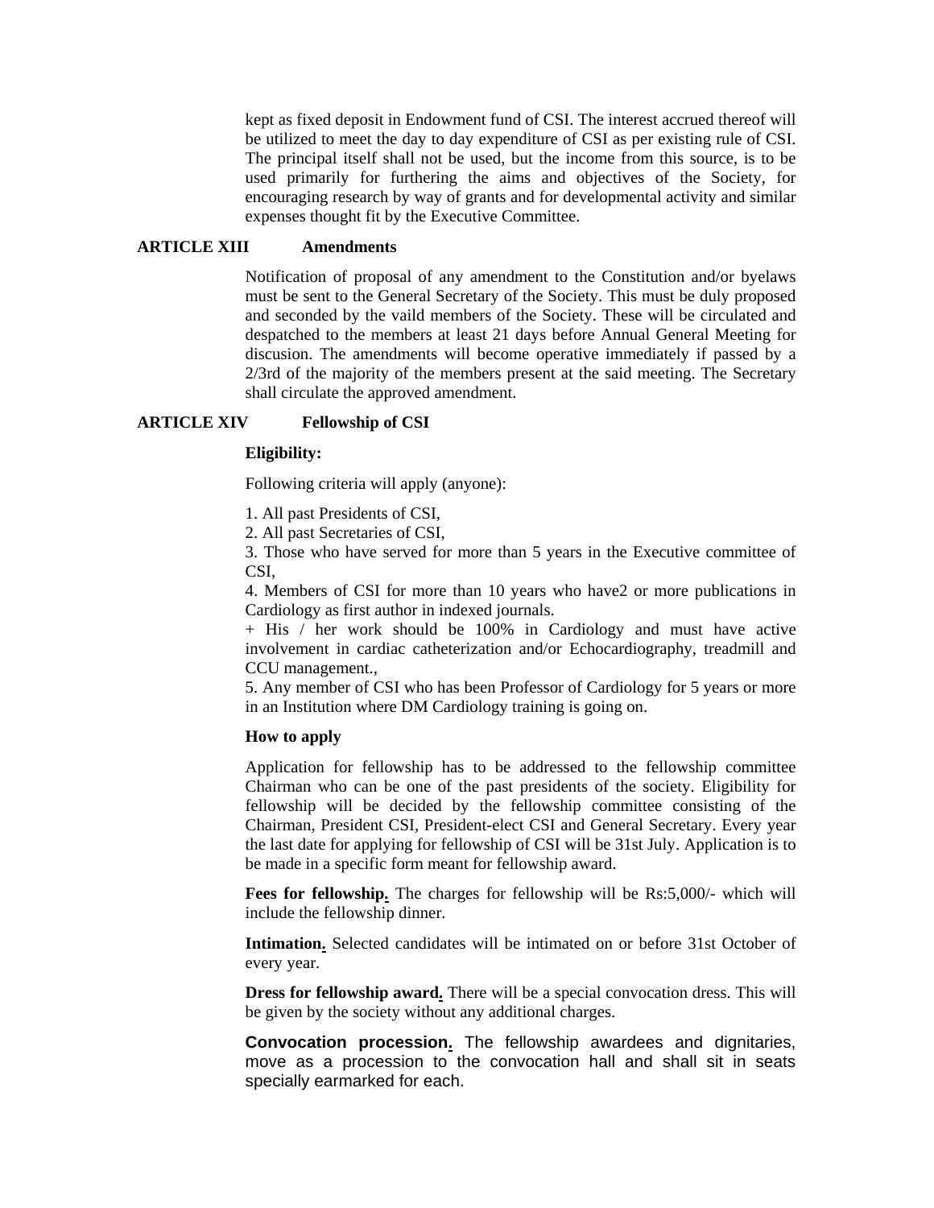kept as fixed deposit in Endowment fund of CSI. The interest accrued thereof will be utilized to meet the day to day expenditure of CSI as per existing rule of CSI. The principal itself shall not be used, but the income from this source, is to be used primarily for furthering the aims and objectives of the Society, for encouraging research by way of grants and for developmental activity and similar expenses thought fit by the Executive Committee.

## ARTICLE XIII Amendments

Notification of proposal of any amendment to the Constitution and/or byelaws must be sent to the General Secretary of the Society. This must be duly proposed and seconded by the vaild members of the Society. These will be circulated and despatched to the members at least 21 days before Annual General Meeting for discusion. The amendments will become operative immediately if passed by a 2/3rd of the majority of the members present at the said meeting. The Secretary shall circulate the approved amendment.

## ARTICLE XIV Fellowship of CSI

**Eligibility:**

Following criteria will apply (anyone):

1. All past Presidents of CSI,
2. All past Secretaries of CSI,
3. Those who have served for more than 5 years in the Executive committee of CSI,
4. Members of CSI for more than 10 years who have2 or more publications in Cardiology as first author in indexed journals.
+ His / her work should be 100% in Cardiology and must have active involvement in cardiac catheterization and/or Echocardiography, treadmill and CCU management.,
5. Any member of CSI who has been Professor of Cardiology for 5 years or more in an Institution where DM Cardiology training is going on.

**How to apply**

Application for fellowship has to be addressed to the fellowship committee Chairman who can be one of the past presidents of the society. Eligibility for fellowship will be decided by the fellowship committee consisting of the Chairman, President CSI, President-elect CSI and General Secretary. Every year the last date for applying for fellowship of CSI will be 31st July. Application is to be made in a specific form meant for fellowship award.

**Fees for fellowship.** The charges for fellowship will be Rs:5,000/- which will include the fellowship dinner.

**Intimation.** Selected candidates will be intimated on or before 31st October of every year.

**Dress for fellowship award.** There will be a special convocation dress. This will be given by the society without any additional charges.

**Convocation procession.** The fellowship awardees and dignitaries, move as a procession to the convocation hall and shall sit in seats specially earmarked for each.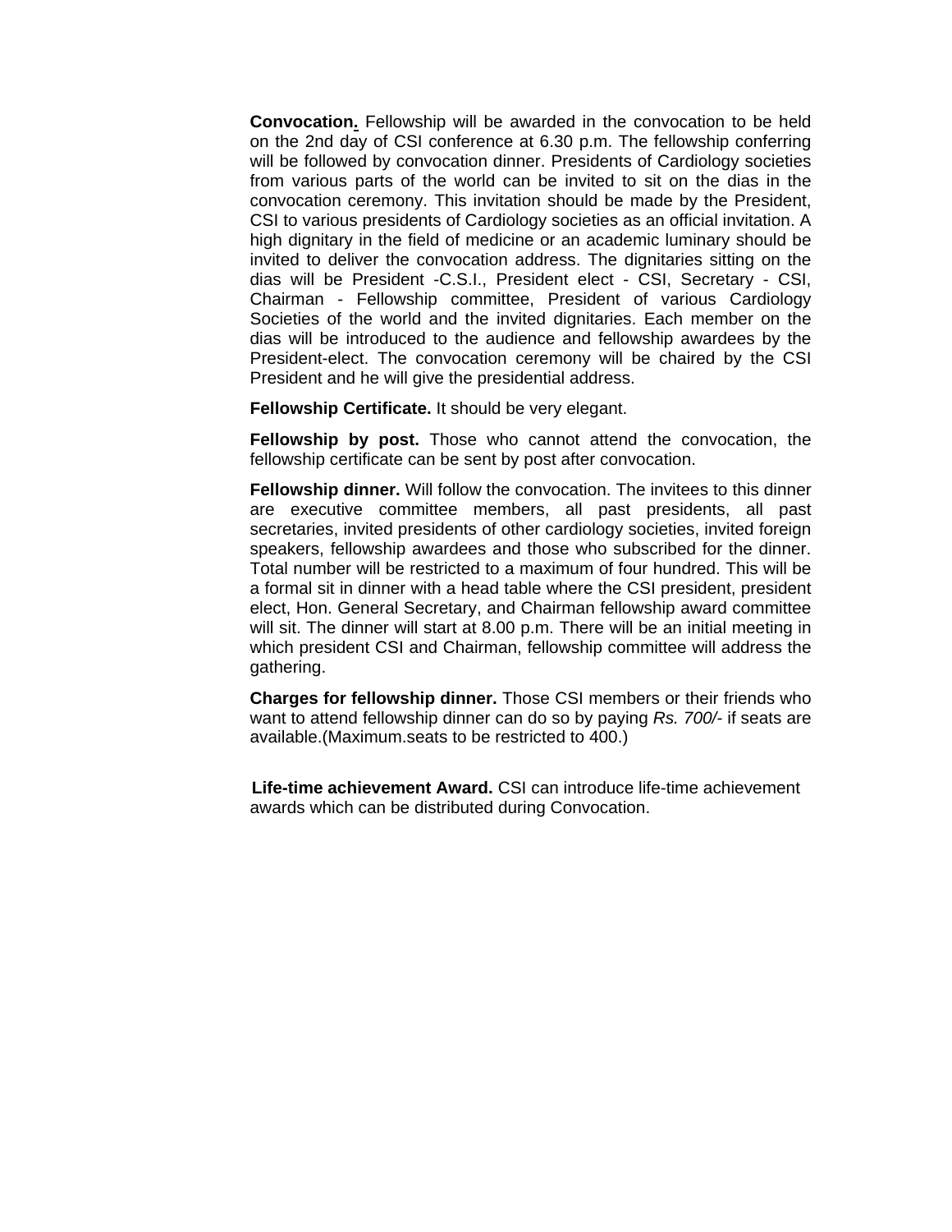**Convocation.** Fellowship will be awarded in the convocation to be held on the 2nd day of CSI conference at 6.30 p.m. The fellowship conferring will be followed by convocation dinner. Presidents of Cardiology societies from various parts of the world can be invited to sit on the dias in the convocation ceremony. This invitation should be made by the President, CSI to various presidents of Cardiology societies as an official invitation. A high dignitary in the field of medicine or an academic luminary should be invited to deliver the convocation address. The dignitaries sitting on the dias will be President -C.S.I., President elect - CSI, Secretary - CSI, Chairman - Fellowship committee, President of various Cardiology Societies of the world and the invited dignitaries. Each member on the dias will be introduced to the audience and fellowship awardees by the President-elect. The convocation ceremony will be chaired by the CSI President and he will give the presidential address.

**Fellowship Certificate.** It should be very elegant.

**Fellowship by post.** Those who cannot attend the convocation, the fellowship certificate can be sent by post after convocation.

**Fellowship dinner.** Will follow the convocation. The invitees to this dinner are executive committee members, all past presidents, all past secretaries, invited presidents of other cardiology societies, invited foreign speakers, fellowship awardees and those who subscribed for the dinner. Total number will be restricted to a maximum of four hundred. This will be a formal sit in dinner with a head table where the CSI president, president elect, Hon. General Secretary, and Chairman fellowship award committee will sit. The dinner will start at 8.00 p.m. There will be an initial meeting in which president CSI and Chairman, fellowship committee will address the gathering.

**Charges for fellowship dinner.** Those CSI members or their friends who want to attend fellowship dinner can do so by paying *Rs. 700/-* if seats are available.(Maximum.seats to be restricted to 400.)

**Life-time achievement Award.** CSI can introduce life-time achievement awards which can be distributed during Convocation.